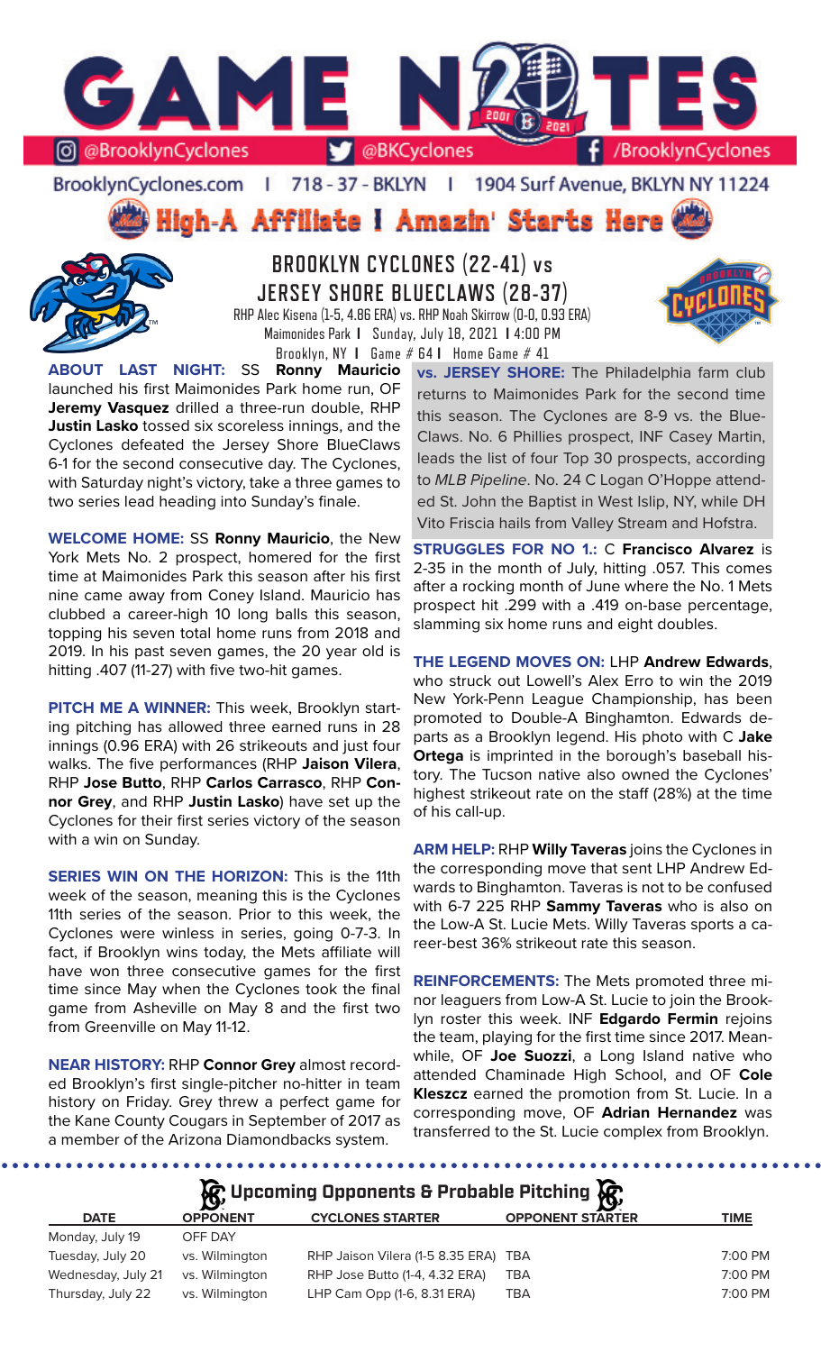# GAME NOTES

@BrooklynCyclones | @BKCyclones | /BrooklynCyclones

BrooklynCyclones.com | 718 - 37 - BKLYN | 1904 Surf Avenue, BKLYN NY 11224

**High-A Affiliate I Amazin' Starts Here**

## BROOKLYN CYCLONES (22-41) vs JERSEY SHORE BLUECLAWS (28-37)

RHP Alec Kisena (1-5, 4.86 ERA) vs. RHP Noah Skirrow (0-0, 0.93 ERA)

Maimonides Park | Sunday, July 18, 2021 | 4:00 PM

Brooklyn, NY | Game # 64 | Home Game # 41

**ABOUT LAST NIGHT:** SS **Ronny Mauricio** launched his first Maimonides Park home run, OF **Jeremy Vasquez** drilled a three-run double, RHP **Justin Lasko** tossed six scoreless innings, and the Cyclones defeated the Jersey Shore BlueClaws 6-1 for the second consecutive day. The Cyclones, with Saturday night's victory, take a three games to two series lead heading into Sunday's finale.

**WELCOME HOME:** SS **Ronny Mauricio**, the New York Mets No. 2 prospect, homered for the first time at Maimonides Park this season after his first nine came away from Coney Island. Mauricio has clubbed a career-high 10 long balls this season, topping his seven total home runs from 2018 and 2019. In his past seven games, the 20 year old is hitting .407 (11-27) with five two-hit games.

**PITCH ME A WINNER:** This week, Brooklyn starting pitching has allowed three earned runs in 28 innings (0.96 ERA) with 26 strikeouts and just four walks. The five performances (RHP **Jaison Vilera**, RHP **Jose Butto**, RHP **Carlos Carrasco**, RHP **Connor Grey**, and RHP **Justin Lasko**) have set up the Cyclones for their first series victory of the season with a win on Sunday.

**SERIES WIN ON THE HORIZON:** This is the 11th week of the season, meaning this is the Cyclones 11th series of the season. Prior to this week, the Cyclones were winless in series, going 0-7-3. In fact, if Brooklyn wins today, the Mets affiliate will have won three consecutive games for the first time since May when the Cyclones took the final game from Asheville on May 8 and the first two from Greenville on May 11-12.

**NEAR HISTORY:** RHP **Connor Grey** almost recorded Brooklyn's first single-pitcher no-hitter in team history on Friday. Grey threw a perfect game for the Kane County Cougars in September of 2017 as a member of the Arizona Diamondbacks system.

**vs. JERSEY SHORE:** The Philadelphia farm club returns to Maimonides Park for the second time this season. The Cyclones are 8-9 vs. the BlueClaws. No. 6 Phillies prospect, INF Casey Martin, leads the list of four Top 30 prospects, according to *MLB Pipeline*. No. 24 C Logan O'Hoppe attended St. John the Baptist in West Islip, NY, while DH Vito Friscia hails from Valley Stream and Hofstra.

**STRUGGLES FOR NO 1.:** C **Francisco Alvarez** is 2-35 in the month of July, hitting .057. This comes after a rocking month of June where the No. 1 Mets prospect hit .299 with a .419 on-base percentage, slamming six home runs and eight doubles.

**THE LEGEND MOVES ON:** LHP **Andrew Edwards**, who struck out Lowell's Alex Erro to win the 2019 New York-Penn League Championship, has been promoted to Double-A Binghamton. Edwards departs as a Brooklyn legend. His photo with C **Jake Ortega** is imprinted in the borough's baseball history. The Tucson native also owned the Cyclones' highest strikeout rate on the staff (28%) at the time of his call-up.

**ARM HELP:** RHP **Willy Taveras** joins the Cyclones in the corresponding move that sent LHP Andrew Edwards to Binghamton. Taveras is not to be confused with 6-7 225 RHP **Sammy Taveras** who is also on the Low-A St. Lucie Mets. Willy Taveras sports a career-best 36% strikeout rate this season.

**REINFORCEMENTS:** The Mets promoted three minor leaguers from Low-A St. Lucie to join the Brooklyn roster this week. INF **Edgardo Fermin** rejoins the team, playing for the first time since 2017. Meanwhile, OF **Joe Suozzi**, a Long Island native who attended Chaminade High School, and OF **Cole Kleszcz** earned the promotion from St. Lucie. In a corresponding move, OF **Adrian Hernandez** was transferred to the St. Lucie complex from Brooklyn.

### Upcoming Opponents & Probable Pitching

| DATE | OPPONENT | CYCLONES STARTER | OPPONENT STARTER | TIME |
|---|---|---|---|---|
| Monday, July 19 | OFF DAY | | | |
| Tuesday, July 20 | vs. Wilmington | RHP Jaison Vilera (1-5 8.35 ERA) | TBA | 7:00 PM |
| Wednesday, July 21 | vs. Wilmington | RHP Jose Butto (1-4, 4.32 ERA) | TBA | 7:00 PM |
| Thursday, July 22 | vs. Wilmington | LHP Cam Opp (1-6, 8.31 ERA) | TBA | 7:00 PM |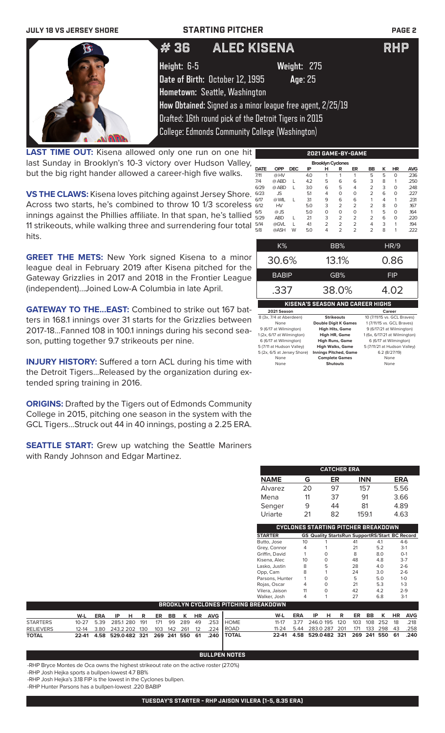# STARTING PITCHER

## # 36 ALEC KISENA RHP

**Height:** 6-5 **Weight:** 275
**Date of Birth:** October 12, 1995 **Age:** 25
**Hometown:** Seattle, Washington
**How Obtained:** Signed as a minor league free agent, 2/25/19
Drafted: 16th round pick of the Detroit Tigers in 2015
College: Edmonds Community College (Washington)

**LAST TIME OUT:** Kisena allowed only one run on one hit last Sunday in Brooklyn's 10-3 victory over Hudson Valley, but the big right hander allowed a career-high five walks.

**VS THE CLAWS:** Kisena loves pitching against Jersey Shore. Across two starts, he's combined to throw 10 1/3 scoreless innings against the Phillies affiliate. In that span, he's tallied 11 strikeouts, while walking three and surrendering four total hits.

**GREET THE METS:** New York signed Kisena to a minor league deal in February 2019 after Kisena pitched for the Gateway Grizzlies in 2017 and 2018 in the Frontier League (independent)...Joined Low-A Columbia in late April.

**GATEWAY TO THE...EAST:** Combined to strike out 167 batters in 168.1 innings over 31 starts for the Grizzlies between 2017-18...Fanned 108 in 100.1 innings during his second season, putting together 9.7 strikeouts per nine.

**INJURY HISTORY:** Suffered a torn ACL during his time with the Detroit Tigers...Released by the organization during extended spring training in 2016.

**ORIGINS:** Drafted by the Tigers out of Edmonds Community College in 2015, pitching one season in the system with the GCL Tigers...Struck out 44 in 40 innings, posting a 2.25 ERA.

**SEATTLE START:** Grew up watching the Seattle Mariners with Randy Johnson and Edgar Martinez.

### 2021 GAME-BY-GAME

| Brooklyn Cyclones | | | | | | | | | | |
|---|---|---|---|---|---|---|---|---|---|---|
| DATE | OPP | DEC | IP | H | R | ER | BB | K | HR | AVG |
| 7/11 | @ HV | | 4.0 | 1 | 1 | 1 | 5 | 5 | 0 | .236 |
| 7/4 | @ ABD | L | 4.2 | 5 | 6 | 6 | 3 | 8 | 1 | .250 |
| 6/29 | @ ABD | L | 3.0 | 6 | 5 | 4 | 2 | 3 | 0 | .248 |
| 6/23 | JS | | 5.1 | 4 | 0 | 0 | 2 | 6 | 0 | .227 |
| 6/17 | @ WIL | L | 3.1 | 9 | 6 | 6 | 1 | 4 | 1 | .231 |
| 6/12 | HV | | 5.0 | 3 | 2 | 2 | 2 | 8 | 0 | .167 |
| 6/5 | @ JS | | 5.0 | 0 | 0 | 0 | 1 | 5 | 0 | .164 |
| 5/29 | ABD | L | 2.1 | 3 | 2 | 2 | 2 | 6 | 0 | .220 |
| 5/14 | @GVL | L | 4.1 | 2 | 2 | 2 | 4 | 3 | 1 | .194 |
| 5/8 | @ASH | W | 5.0 | 4 | 2 | 2 | 2 | 8 | 1 | .222 |

| K% | BB% | HR/9 |
|---|---|---|
| 30.6% | 13.1% | 0.86 |
| **BABIP** | **GB%** | **FIP** |
| .337 | 38.0% | 4.02 |

### KISENA'S SEASON AND CAREER HIGHS

| 2021 Season | | Career |
|---|---|---|
| 8 (3x, 7/4 at Aberdeen) | Strikeouts | 10 (7/11/15 vs. GCL Braves) |
| None | Double Digit K Games | 1 (7/11/15 vs. GCL Braves) |
| 9 (6/17 at Wilmington) | High Hits, Game | 9 (6/17/21 at Wilmington) |
| 1 (2x, 6/17 at Wilmington) | High HR, Game | 1 (6x, 6/17/21 at Wilmington) |
| 6 (6/17 at Wilmington) | High Runs, Game | 6 (6/17 at Wilmington) |
| 5 (7/11 at Hudson Valley) | High Walks, Game | 5 (7/11/21 at Hudson Valley) |
| 5 (2x, 6/5 at Jersey Shore) | Innings Pitched, Game | 6.2 (8/27/19) |
| None | Complete Games | None |
| None | Shutouts | None |

### CATCHER ERA

| NAME | G | ER | INN | ERA |
|---|---|---|---|---|
| Alvarez | 20 | 97 | 157 | 5.56 |
| Mena | 11 | 37 | 91 | 3.66 |
| Senger | 9 | 44 | 81 | 4.89 |
| Uriarte | 21 | 82 | 159.1 | 4.63 |

### CYCLONES STARTING PITCHER BREAKDOWN

| STARTER | GS | Quality Starts | Run Support | RS/Start | BC Record |
|---|---|---|---|---|---|
| Butto, Jose | 10 | 1 | 41 | 4.1 | 4-6 |
| Grey, Connor | 4 | 1 | 21 | 5.2 | 3-1 |
| Griffin, David | 1 | 0 | 8 | 8.0 | 0-1 |
| Kisena, Alec | 10 | 0 | 48 | 4.8 | 3-7 |
| Lasko, Justin | 8 | 5 | 28 | 4.0 | 2-6 |
| Opp, Cam | 8 | 1 | 24 | 3.0 | 2-6 |
| Parsons, Hunter | 1 | 0 | 5 | 5.0 | 1-0 |
| Rojas, Oscar | 4 | 0 | 21 | 5.3 | 1-3 |
| Vilera, Jaison | 11 | 0 | 42 | 4.2 | 2-9 |
| Walker, Josh | 4 | 1 | 27 | 6.8 | 3-1 |

### BROOKLYN CYCLONES PITCHING BREAKDOWN

| | W-L | ERA | IP | H | R | ER | BB | K | HR | AVG |
|---|---|---|---|---|---|---|---|---|---|---|
| STARTERS | 10-27 | 5.39 | 285.1 | 280 | 191 | 171 | 99 | 289 | 49 | .253 |
| RELIEVERS | 12-14 | 3.80 | 243.2 | 202 | 130 | 103 | 142 | 261 | 12 | .224 |
| TOTAL | 22-41 | 4.58 | 529.0 | 482 | 321 | 269 | 241 | 550 | 61 | .240 |

| | W-L | ERA | IP | H | R | ER | BB | K | HR | AVG |
|---|---|---|---|---|---|---|---|---|---|---|
| HOME | 11-17 | 3.77 | 246.0 | 195 | 120 | 103 | 108 | 252 | 18 | .218 |
| ROAD | 11-24 | 5.44 | 283.0 | 287 | 201 | 171 | 133 | 298 | 43 | .258 |
| TOTAL | 22-41 | 4.58 | 529.0 | 482 | 321 | 269 | 241 | 550 | 61 | .240 |

### BULLPEN NOTES

- RHP Bryce Montes de Oca owns the highest strikeout rate on the active roster (27.0%)
- RHP Josh Hejka sports a bullpen-lowest 4.7 BB%
- RHP Josh Hejka's 3.18 FIP is the lowest in the Cyclones bullpen.
- RHP Hunter Parsons has a bullpen-lowest .220 BABIP

**TUESDAY'S STARTER - RHP JAISON VILERA (1-5, 8.35 ERA)**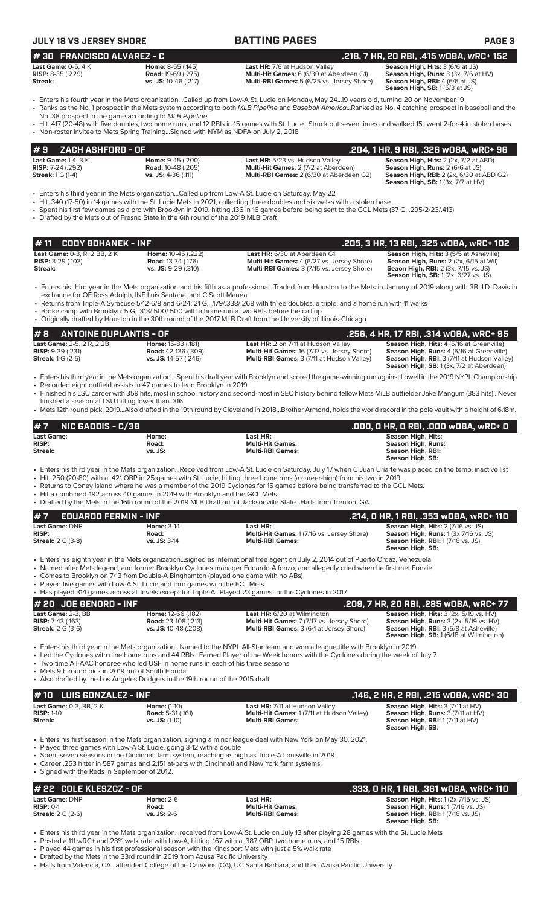## # 30 FRANCISCO ALVAREZ - C — .218, 7 HR, 20 RBI, .415 wOBA, wRC+ 152

| | | | |
|---|---|---|---|
| **Last Game:** 0-5, 4 K | **Home:** 8-55 (.145) | **Last HR:** 7/6 at Hudson Valley | **Season High, Hits:** 3 (6/6 at JS) |
| **RISP:** 8-35 (.229) | **Road:** 19-69 (.275) | **Multi-Hit Games:** 6 (6/30 at Aberdeen G1) | **Season High, Runs:** 3 (3x, 7/6 at HV) |
| **Streak:** | **vs. JS:** 10-46 (.217) | **Multi-RBI Games:** 5 (6/25 vs. Jersey Shore) | **Season High, RBI:** 4 (6/6 at JS) |
| | | | **Season High, SB:** 1 (6/3 at JS) |

- Enters his fourth year in the Mets organization...Called up from Low-A St. Lucie on Monday, May 24...19 years old, turning 20 on November 19
- Ranks as the No. 1 prospect in the Mets system according to both *MLB Pipeline* and *Baseball America*...Ranked as No. 4 catching prospect in baseball and the No. 38 prospect in the game according to *MLB Pipeline*
- Hit .417 (20-48) with five doubles, two home runs, and 12 RBIs in 15 games with St. Lucie...Struck out seven times and walked 15...went 2-for-4 in stolen bases
- Non-roster invitee to Mets Spring Training...Signed with NYM as NDFA on July 2, 2018

## # 9 ZACH ASHFORD - OF — .204, 1 HR, 9 RBI, .326 wOBA, wRC+ 96

| | | | |
|---|---|---|---|
| **Last Game:** 1-4, 3 K | **Home:** 9-45 (.200) | **Last HR:** 5/23 vs. Hudson Valley | **Season High, Hits:** 2 (2x, 7/2 at ABD) |
| **RISP:** 7-24 (.292) | **Road:** 10-48 (.205) | **Multi-Hit Games:** 2 (7/2 at Aberdeen) | **Season High, Runs:** 2 (6/6 at JS) |
| **Streak:** 1 G (1-4) | **vs. JS:** 4-36 (.111) | **Multi-RBI Games:** 2 (6/30 at Aberdeen G2) | **Season High, RBI:** 2 (2x, 6/30 at ABD G2) |
| | | | **Season High, SB:** 1 (3x, 7/7 at HV) |

- Enters his third year in the Mets organization...Called up from Low-A St. Lucie on Saturday, May 22
- Hit .340 (17-50) in 14 games with the St. Lucie Mets in 2021, collecting three doubles and six walks with a stolen base
- Spent his first few games as a pro with Brooklyn in 2019, hitting .136 in 16 games before being sent to the GCL Mets (37 G, .295/2/23/.413)
- Drafted by the Mets out of Fresno State in the 6th round of the 2019 MLB Draft

## # 11 CODY BOHANEK - INF — .205, 3 HR, 13 RBI, .325 wOBA, wRC+ 102

| | | | |
|---|---|---|---|
| **Last Game:** 0-3, R, 2 BB, 2 K | **Home:** 10-45 (.222) | **Last HR:** 6/30 at Aberdeen G1 | **Season High, Hits:** 3 (5/5 at Asheville) |
| **RISP:** 3-29 (.103) | **Road:** 13-74 (.176) | **Multi-Hit Games:** 4 (6/27 vs. Jersey Shore) | **Season High, Runs:** 2 (2x, 6/15 at Wil) |
| **Streak:** | **vs. JS:** 9-29 (.310) | **Multi-RBI Games:** 3 (7/15 vs. Jersey Shore) | **Seaon High, RBI:** 2 (3x, 7/15 vs. JS) |
| | | | **Season High, SB:** 1 (2x, 6/27 vs. JS) |

- Enters his third year in the Mets organization and his fifth as a professional...Traded from Houston to the Mets in January of 2019 along with 3B J.D. Davis in exchange for OF Ross Adolph, INF Luis Santana, and C Scott Manea
- Returns from Triple-A Syracuse 5/12-6/8 and 6/24: 21 G, ..179/.338/.268 with three doubles, a triple, and a home run with 11 walks
- Broke camp with Brooklyn: 5 G, .313/.500/.500 with a home run a two RBIs before the call up
- Originally drafted by Houston in the 30th round of the 2017 MLB Draft from the University of Illinois-Chicago

## # 8 ANTOINE DUPLANTIS - OF — .256, 4 HR, 17 RBI, .314 wOBA, wRC+ 95

| | | | |
|---|---|---|---|
| **Last Game:** 2-5, 2 R, 2 2B | **Home:** 15-83 (.181) | **Last HR:** 2 on 7/11 at Hudson Valley | **Season High, Hits:** 4 (5/16 at Greenville) |
| **RISP:** 9-39 (.231) | **Road:** 42-136 (.309) | **Multi-Hit Games:** 16 (7/17 vs. Jersey Shore) | **Season High, Runs:** 4 (5/16 at Greenville) |
| **Streak:** 1 G (2-5) | **vs. JS:** 14-57 (.246) | **Multi-RBI Games:** 3 (7/11 at Hudson Valley) | **Season High, RBI:** 3 (7/11 at Hudson Valley) |
| | | | **Season High, SB:** 1 (3x, 7/2 at Aberdeen) |

- Enters his third year in the Mets organization ...Spent his draft year with Brooklyn and scored the game-winning run against Lowell in the 2019 NYPL Championship
- Recorded eight outfield assists in 47 games to lead Brooklyn in 2019
- Finished his LSU career with 359 hits, most in school history and second-most in SEC history behind fellow Mets MiLB outfielder Jake Mangum (383 hits)...Never finished a season at LSU hitting lower than .316
- Mets 12th round pick, 2019...Also drafted in the 19th round by Cleveland in 2018...Brother Armond, holds the world record in the pole vault with a height of 6.18m.

## # 7 NIC GADDIS - C/3B — .000, 0 HR, 0 RBI, .000 wOBA, wRC+ 0

| | | | |
|---|---|---|---|
| **Last Game:** | **Home:** | **Last HR:** | **Season High, Hits:** |
| **RISP:** | **Road:** | **Multi-Hit Games:** | **Season High, Runs:** |
| **Streak:** | **vs. JS:** | **Multi-RBI Games:** | **Season High, RBI:** |
| | | | **Season High, SB:** |

- Enters his third year in the Mets organization...Received from Low-A St. Lucie on Saturday, July 17 when C Juan Uriarte was placed on the temp. inactive list
- Hit .250 (20-80) with a .421 OBP in 25 games with St. Lucie, hitting three home runs (a career-high) from his two in 2019.
- Returns to Coney Island where he was a member of the 2019 Cyclones for 15 games before being transferred to the GCL Mets.
- Hit a combined .192 across 40 games in 2019 with Brooklyn and the GCL Mets
- Drafted by the Mets in the 16th round of the 2019 MLB Draft out of Jacksonville State...Hails from Trenton, GA.

## # 7 EDUARDO FERMIN - INF — .214, 0 HR, 1 RBI, .353 wOBA, wRC+ 110

| | | | |
|---|---|---|---|
| **Last Game:** DNP | **Home:** 3-14 | **Last HR:** | **Season High, Hits:** 2 (7/16 vs. JS) |
| **RISP:** | **Road:** | **Multi-Hit Games:** 1 (7/16 vs. Jersey Shore) | **Season High, Runs:** 1 (3x 7/16 vs. JS) |
| **Streak:** 2 G (3-8) | **vs. JS:** 3-14 | **Multi-RBI Games:** | **Season High, RBI:** 1 (7/16 vs. JS) |
| | | | **Season High, SB:** |

- Enters his eighth year in the Mets organization...signed as international free agent on July 2, 2014 out of Puerto Ordaz, Venezuela
- Named after Mets legend, and former Brooklyn Cyclones manager Edgardo Alfonzo, and allegedly cried when he first met Fonzie.
- Comes to Brooklyn on 7/13 from Double-A Binghamton (played one game with no ABs)
- Played five games with Low-A St. Lucie and four games with the FCL Mets.
- Has played 314 games across all levels except for Triple-A...Played 23 games for the Cyclones in 2017.

## # 20 JOE GENORD - INF — .209, 7 HR, 20 RBI, .285 wOBA, wRC+ 77

| | | | |
|---|---|---|---|
| **Last Game:** 2-3, BB | **Home:** 12-66 (.182) | **Last HR:** 6/20 at Wilmington | **Season High, Hits:** 3 (2x, 5/19 vs. HV) |
| **RISP:** 7-43 (.163) | **Road:** 23-108 (.213) | **Multi-Hit Games:** 7 (7/17 vs. Jersey Shore) | **Season High, Runs:** 3 (2x, 5/19 vs. HV) |
| **Streak:** 2 G (3-6) | **vs. JS:** 10-48 (.208) | **Multi-RBI Games:** 3 (6/1 at Jersey Shore) | **Season High, RBI:** 3 (5/8 at Asheville) |
| | | | **Season High, SB:** 1 (6/18 at Wilmington) |

- Enters his third year in the Mets organization...Named to the NYPL All-Star team and won a league title with Brooklyn in 2019
- Led the Cyclones with nine home runs and 44 RBIs...Earned Player of the Week honors with the Cyclones during the week of July 7.
- Two-time All-AAC honoree who led USF in home runs in each of his three seasons
- Mets 9th round pick in 2019 out of South Florida
- Also drafted by the Los Angeles Dodgers in the 19th round of the 2015 draft.

## # 10 LUIS GONZALEZ - INF — .146, 2 HR, 2 RBI, .215 wOBA, wRC+ 30

| | | | |
|---|---|---|---|
| **Last Game:** 0-3, BB, 2 K | **Home:** (1-10) | **Last HR:** 7/11 at Hudson Valley | **Season High, Hits:** 3 (7/11 at HV) |
| **RISP:** 1-10 | **Road:** 5-31 (.161) | **Multi-Hit Games:** 1 (7/11 at Hudson Valley) | **Season High, Runs:** 3 (7/11 at HV) |
| **Streak:** | **vs. JS:** (1-10) | **Multi-RBI Games:** | **Season High, RBI:** 1 (7/11 at HV) |
| | | | **Season High, SB:** |

- Enters his first season in the Mets organization, signing a minor league deal with New York on May 30, 2021.
- Played three games with Low-A St. Lucie, going 3-12 with a double
- Spent seven seasons in the Cincinnati farm system, reaching as high as Triple-A Louisville in 2019.
- Career .253 hitter in 587 games and 2,151 at-bats with Cincinnati and New York farm systems.
- Signed with the Reds in September of 2012.

## # 22 COLE KLESZCZ - OF — .333, 0 HR, 1 RBI, .361 wOBA, wRC+ 110

| | | | |
|---|---|---|---|
| **Last Game:** DNP | **Home:** 2-6 | **Last HR:** | **Season High, Hits:** 1 (2x 7/15 vs. JS) |
| **RISP:** 0-1 | **Road:** | **Multi-Hit Games:** | **Season High, Runs:** 1 (7/16 vs. JS) |
| **Streak:** 2 G (2-6) | **vs. JS:** 2-6 | **Multi-RBI Games:** | **Season High, RBI:** 1 (7/16 vs. JS) |
| | | | **Season High, SB:** |

- Enters his third year in the Mets organization...received from Low-A St. Lucie on July 13 after playing 28 games with the St. Lucie Mets
- Posted a 111 wRC+ and 23% walk rate with Low-A, hitting .167 with a .387 OBP, two home runs, and 15 RBIs.
- Played 44 games in his first professional season with the Kingsport Mets with just a 5% walk rate
- Drafted by the Mets in the 33rd round in 2019 from Azusa Pacific University
- Hails from Valencia, CA...attended College of the Canyons (CA), UC Santa Barbara, and then Azusa Pacific University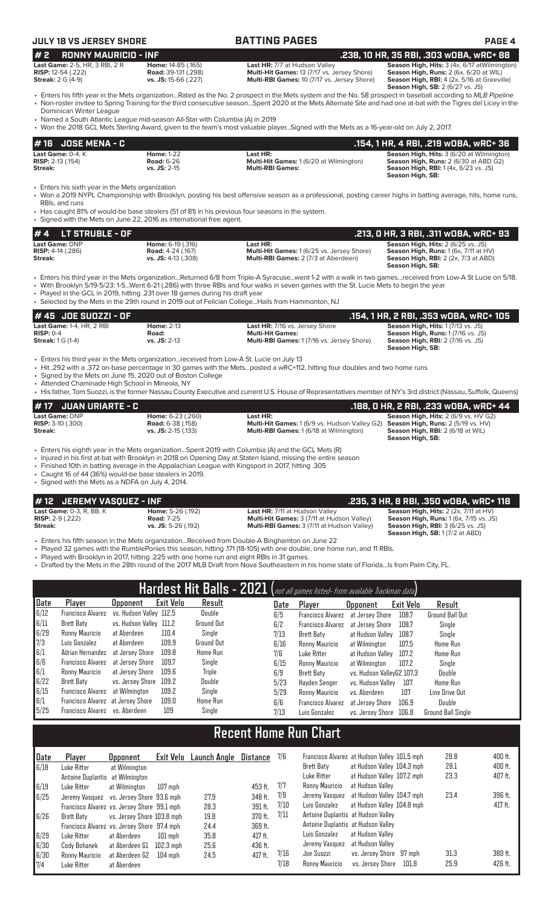## JULY 18 VS JERSEY SHORE — BATTING PAGES

### # 2 RONNY MAURICIO - INF — .238, 10 HR, 35 RBI, .303 wOBA, wRC+ 88

**Last Game:** 2-5, HR, 3 RBI, 2 R
**RISP:** 12-54 (.222)
**Streak:** 2 G (4-9)

**Home:** 14-85 (.165)
**Road:** 39-131 (.298)
**vs. JS:** 15-66 (.227)

**Last HR:** 7/7 at Hudson Valley
**Multi-Hit Games:** 13 (7/17 vs. Jersey Shore)
**Multi-RBI Games:** 10 (7/17 vs. Jersey Shore)

**Season High, Hits:** 3 (4x, 6/17 atWilmington)
**Season High, Runs:** 2 (6x, 6/20 at WIL)
**Season High, RBI:** 4 (2x, 5/16 at Greeville)
**Season High, SB:** 2 (6/27 vs. JS)

- Enters his fifth year in the Mets organization...Rated as the No. 2 prospect in the Mets system and the No. 58 prospect in baseball according to *MLB Pipeline*
- Non-roster invitee to Spring Training for the third consecutive season...Spent 2020 at the Mets Alternate Site and had one at-bat with the Tigres del Licey in the Dominican Winter League
- Named a South Atlantic League mid-season All-Star with Columbia (A) in 2019
- Won the 2018 GCL Mets Sterling Award, given to the team's most valuable player...Signed with the Mets as a 16-year-old on July 2, 2017.

### # 16 JOSE MENA - C — .154, 1 HR, 4 RBI, .219 wOBA, wRC+ 36

**Last Game:** 0-4, K
**RISP:** 2-13 (.154)
**Streak:**

**Home:** 1-22
**Road:** 6-26
**vs. JS:** 2-15

**Last HR:**
**Multi-Hit Games:** 1 (6/20 at Wilmington)
**Multi-RBI Games:**

**Season High, Hits:** 3 (6/20 at Wilmington)
**Season High, Runs:** 2 (6/30 at ABD G2)
**Season High, RBI:** 1 (4x, 6/23 vs. JS)
**Season High, SB:**

- Enters his sixth year in the Mets organization
- Won a 2019 NYPL Championship with Brooklyn, posting his best offensive season as a professional, posting career highs in batting average, hits, home runs, RBIs, and runs
- Has caught 81% of would-be base stealers (51 of 81) in his previous four seasons in the system.
- Signed with the Mets on June 22, 2016 as international free agent.

### # 4 LT STRUBLE - OF — .213, 0 HR, 3 RBI, .311 wOBA, wRC+ 93

**Last Game:** DNP
**RISP:** 4-14 (.286)
**Streak:**

**Home:** 6-19 (.316)
**Road:** 4-24 (.167)
**vs. JS:** 4-13 (.308)

**Last HR:**
**Multi-Hit Games:** 1 (6/25 vs. Jersey Shore)
**Multi-RBI Games:** 2 (7/3 at Aberdeen)

**Season High, Hits:** 2 (6/25 vs. JS)
**Season High, Runs:** 1 (6x, 7/11 at HV)
**Season High, RBI:** 2 (2x, 7/3 at ABD)
**Season High, SB:**

- Enters his third year in the Mets organization...Returned 6/8 from Triple-A Syracuse...went 1-2 with a walk in two games...received from Low-A St Lucie on 5/18.
- With Brooklyn 5/19-5/23: 1-5...Went 6-21 (.286) with three RBIs and four walks in seven games with the St. Lucie Mets to begin the year
- Played in the GCL in 2019, hitting .231 over 18 games during his draft year
- Selected by the Mets in the 29th round in 2019 out of Felician College...Hails from Hammonton, NJ

### # 45 JOE SUOZZI - OF — .154, 1 HR, 2 RBI, .353 wOBA, wRC+ 105

**Last Game:** 1-4, HR, 2 RBI
**RISP:** 0-4
**Streak:** 1 G (1-4)

**Home:** 2-13
**Road:**
**vs. JS:** 2-13

**Last HR:** 7/16 vs. Jersey Shore
**Multi-Hit Games:**
**Multi-RBI Games:** 1 (7/16 vs. Jersey Shore)

**Season High, Hits:** 1 (7/13 vs. JS)
**Season High, Runs:** 1 (7/16 vs. JS)
**Season High, RBI:** 2 (7/16 vs. JS)
**Season High, SB:**

- Enters his third year in the Mets organization...received from Low-A St. Lucie on July 13
- Hit .292 with a .372 on-base percentage in 30 games with the Mets...posted a wRC+112, hitting four doubles and two home runs
- Signed by the Mets on June 15, 2020 out of Boston College
- Attended Chaminade High School in Mineola, NY
- His father, Tom Suozzi, is the former Nassau County Executive and current U.S. House of Representatives member of NY's 3rd district (Nassau, Suffolk, Queens)

### # 17 JUAN URIARTE - C — .188, 0 HR, 2 RBI, .233 wOBA, wRC+ 44

**Last Game:** DNP
**RISP:** 3-10 (.300)
**Streak:**

**Home:** 6-23 (.260)
**Road:** 6-38 (.158)
**vs. JS:** 2-15 (.133)

**Last HR:**
**Multi-Hit Games:** 1 (6/9 vs. Hudson Valley G2)
**Multi-RBI Games:** 1 (6/18 at Wilmington)

**Season High, Hits:** 2 (6/9 vs. HV G2)
**Season High, Runs:** 2 (5/19 vs. HV)
**Season High, RBI:** 2 (6/18 at WIL)
**Season High, SB:**

- Enters his eighth year in the Mets organization...Spent 2019 with Columbia (A) and the GCL Mets (R)
- Injured in his first at-bat with Brooklyn in 2018 on Opening Day at Staten Island, missing the entire season
- Finished 10th in batting average in the Appalachian League with Kingsport in 2017, hitting .305
- Caught 16 of 44 (36%) would-be base stealers in 2019.
- Signed with the Mets as a NDFA on July 4, 2014.

### # 12 JEREMY VASQUEZ - INF — .235, 3 HR, 8 RBI, .350 wOBA, wRC+ 118

**Last Game:** 0-3, R, BB, K
**RISP:** 2-9 (.222)
**Streak:**

**Home:** 5-26 (.192)
**Road:** 7-25
**vs. JS:** 5-26 (.192)

**Last HR:** 7/11 at Hudson Valley
**Multi-Hit Games:** 3 (7/11 at Hudson Valley)
**Multi-RBI Games:** 3 (7/11 at Hudson Valley)

**Season High, Hits:** 2 (2x, 7/11 at HV)
**Season High, Runs:** 1 (6x, 7/15 vs. JS)
**Season High, RBI:** 3 (6/25 vs. JS)
**Season High, SB:** 1 (7/2 at ABD)

- Enters his fifth season in the Mets organization...Received from Double-A Binghamton on June 22
- Played 32 games with the RumblePonies this season, hitting .171 (18-105) with one double, one home run, and 11 RBIs.
- Played with Brooklyn in 2017, hitting .225 with one home run and eight RBIs in 31 games.
- Drafted by the Mets in the 28th round of the 2017 MLB Draft from Nova Southeastern in his home state of Florida...Is from Palm City, FL.

## Hardest Hit Balls - 2021 (not all games listed- from available Trackman data)

| Date | Player | Opponent | Exit Velo | Result |
|---|---|---|---|---|
| 6/12 | Francisco Alvarez | vs. Hudson Valley | 112.5 | Double |
| 6/11 | Brett Baty | vs. Hudson Valley | 111.2 | Ground Out |
| 6/29 | Ronny Mauricio | at Aberdeen | 110.4 | Single |
| 7/3 | Luis Gonzalez | at Aberdeen | 109.9 | Ground Out |
| 6/1 | Adrian Hernandez | at Jersey Shore | 109.8 | Home Run |
| 6/6 | Francisco Alvarez | at Jersey Shore | 109.7 | Single |
| 6/1 | Ronny Mauricio | at Jersey Shore | 109.6 | Triple |
| 6/22 | Brett Baty | vs. Jersey Shore | 109.2 | Double |
| 6/15 | Francisco Alvarez | at Wilmington | 109.2 | Single |
| 6/1 | Francisco Alvarez | at Jersey Shore | 109.0 | Home Run |
| 5/25 | Francisco Alvarez | vs. Aberdeen | 109 | Single |
| 6/5 | Francisco Alvarez | at Jersey Shore | 108.7 | Ground Ball Out |
| 6/2 | Francisco Alvarez | at Jersey Shore | 108.7 | Single |
| 7/13 | Brett Baty | at Hudson Valley | 108.7 | Single |
| 6/16 | Ronny Mauricio | at Wilmington | 107.5 | Home Run |
| 7/6 | Luke Ritter | at Hudson Valley | 107.2 | Home Run |
| 6/15 | Ronny Mauricio | at Wilmington | 107.2 | Single |
| 6/9 | Brett Baty | vs. Hudson ValleyG2 | 107.3 | Double |
| 5/23 | Hayden Senger | vs. Hudson Valley | 107 | Home Run |
| 5/29 | Ronny Mauricio | vs. Aberdeen | 107 | Line Drive Out |
| 6/6 | Francisco Alvarez | at Jersey Shore | 106.9 | Double |
| 7/13 | Luis Gonzalez | vs. Jersey Shore | 106.8 | Ground Ball Single |

## Recent Home Run Chart

| Date | Player | Opponent | Exit Velo | Launch Angle | Distance |
|---|---|---|---|---|---|
| 6/18 | Luke Ritter | at Wilmington | | | |
| | Antoine Duplantis | at Wilmington | | | |
| 6/19 | Luke Ritter | at Wilmington | 107 mph | | 453 ft. |
| 6/25 | Jeremy Vasquez | vs. Jersey Shore | 93.6 mph | 27.9 | 348 ft. |
| | Francisco Alvarez | vs. Jersey Shore | 99.1 mph | 28.3 | 391 ft. |
| 6/26 | Brett Baty | vs. Jersey Shore | 103.8 mph | 19.8 | 370 ft. |
| | Francisco Alvarez | vs. Jersey Shore | 97.4 mph | 24.4 | 369 ft. |
| 6/29 | Luke Ritter | at Aberdeen | 101 mph | 35.8 | 417 ft. |
| 6/30 | Cody Bohanek | at Aberdeen G1 | 102.3 mph | 25.6 | 436 ft. |
| 6/30 | Ronny Mauricio | at Aberdeen G2 | 104 mph | 24.5 | 417 ft. |
| 7/4 | Luke Ritter | at Aberdeen | | | |
| 7/6 | Francisco Alvarez | at Hudson Valley | 101.5 mph | 28.8 | 400 ft. |
| | Brett Baty | at Hudson Valley | 104.3 mph | 28.1 | 400 ft. |
| | Luke Ritter | at Hudson Valley | 107.2 mph | 23.3 | 407 ft. |
| 7/7 | Ronny Mauricio | at Hudson Valley | | | |
| 7/9 | Jeremy Vasquez | at Hudson Valley | 104.7 mph | 23.4 | 396 ft. |
| 7/10 | Luis Gonzalez | at Hudson Valley | 104.8 mph | | 417 ft. |
| 7/11 | Antoine Duplantis | at Hudson Valley | | | |
| | Antoine Duplantis | at Hudson Valley | | | |
| | Luis Gonzalez | at Hudson Valley | | | |
| | Jeremy Vasquez | at Hudson Valley | | | |
| 7/16 | Joe Suozzi | vs. Jersey Shore | 97 mph | 31.3 | 380 ft. |
| 7/18 | Ronny Mauricio | vs. Jersey Shore | 101.8 | 25.9 | 426 ft. |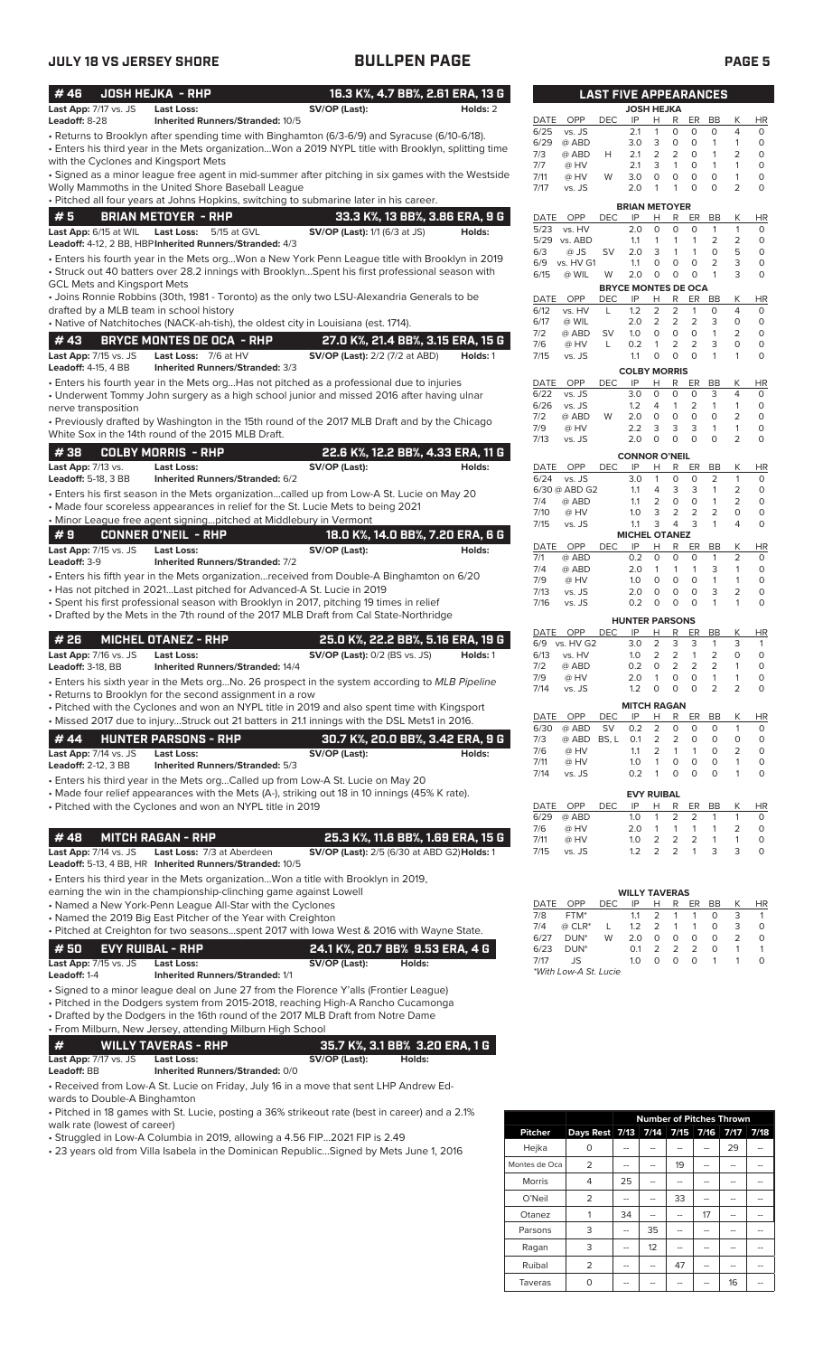# BULLPEN PAGE

**JULY 18 VS JERSEY SHORE**

## #46 JOSH HEJKA - RHP — 16.3 K%, 4.7 BB%, 2.61 ERA, 13 G

**Last App:** 7/17 vs. JS **Last Loss:** **SV/OP (Last):** **Holds:** 2
**Leadoff:** 8-28 **Inherited Runners/Stranded:** 10/5

- Returns to Brooklyn after spending time with Binghamton (6/3-6/9) and Syracuse (6/10-6/18).
- Enters his third year in the Mets organization...Won a 2019 NYPL title with Brooklyn, splitting time with the Cyclones and Kingsport Mets
- Signed as a minor league free agent in mid-summer after pitching in six games with the Westside Wolly Mammoths in the United Shore Baseball League
- Pitched all four years at Johns Hopkins, switching to submarine later in his career.

## #5 BRIAN METOYER - RHP — 33.3 K%, 13 BB%, 3.86 ERA, 9 G

**Last App:** 6/15 at WIL **Last Loss:** 5/15 at GVL **SV/OP (Last):** 1/1 (6/3 at JS) **Holds:**
**Leadoff:** 4-12, 2 BB, HBP **Inherited Runners/Stranded:** 4/3

- Enters his fourth year in the Mets org...Won a New York Penn League title with Brooklyn in 2019
- Struck out 40 batters over 28.2 innings with Brooklyn...Spent his first professional season with GCL Mets and Kingsport Mets
- Joins Ronnie Robbins (30th, 1981 - Toronto) as the only two LSU-Alexandria Generals to be drafted by a MLB team in school history
- Native of Natchitoches (NACK-ah-tish), the oldest city in Louisiana (est. 1714).

## #43 BRYCE MONTES DE OCA - RHP — 27.0 K%, 21.4 BB%, 3.15 ERA, 15 G

**Last App:** 7/15 vs. JS **Last Loss:** 7/6 at HV **SV/OP (Last):** 2/2 (7/2 at ABD) **Holds:** 1
**Leadoff:** 4-15, 4 BB **Inherited Runners/Stranded:** 3/3

- Enters his fourth year in the Mets org...Has not pitched as a professional due to injuries
- Underwent Tommy John surgery as a high school junior and missed 2016 after having ulnar nerve transposition
- Previously drafted by Washington in the 15th round of the 2017 MLB Draft and by the Chicago White Sox in the 14th round of the 2015 MLB Draft.

## #38 COLBY MORRIS - RHP — 22.6 K%, 12.2 BB%, 4.33 ERA, 11 G

**Last App:** 7/13 vs. **Last Loss:** **SV/OP (Last):** **Holds:**
**Leadoff:** 5-18, 3 BB **Inherited Runners/Stranded:** 6/2

- Enters his first season in the Mets organization...called up from Low-A St. Lucie on May 20
- Made four scoreless appearances in relief for the St. Lucie Mets to begin 2021
- Minor League free agent signing...pitched at Middlebury in Vermont

## #9 CONNER O'NEIL - RHP — 18.0 K%, 14.0 BB%, 7.20 ERA, 6 G

**Last App:** 7/15 vs. JS **Last Loss:** **SV/OP (Last):** **Holds:**
**Leadoff:** 3-9 **Inherited Runners/Stranded:** 7/2

- Enters his fifth year in the Mets organization...received from Double-A Binghamton on 6/20
- Has not pitched in 2021...Last pitched for Advanced-A St. Lucie in 2019
- Spent his first professional season with Brooklyn in 2017, pitching 19 times in relief
- Drafted by the Mets in the 7th round of the 2017 MLB Draft from Cal State-Northridge

## #26 MICHEL OTANEZ - RHP — 25.0 K%, 22.2 BB%, 5.16 ERA, 19 G

**Last App:** 7/16 vs. JS **Last Loss:** **SV/OP (Last):** 0/2 (BS vs. JS) **Holds:** 1
**Leadoff:** 3-18, BB **Inherited Runners/Stranded:** 14/4

- Enters his sixth year in the Mets org...No. 26 prospect in the system according to *MLB Pipeline*
- Returns to Brooklyn for the second assignment in a row
- Pitched with the Cyclones and won an NYPL title in 2019 and also spent time with Kingsport
- Missed 2017 due to injury...Struck out 21 batters in 21.1 innings with the DSL Mets1 in 2016.

## #44 HUNTER PARSONS - RHP — 30.7 K%, 20.0 BB%, 3.42 ERA, 9 G

**Last App:** 7/14 vs. JS **Last Loss:** **SV/OP (Last):** **Holds:**
**Leadoff:** 2-12, 3 BB **Inherited Runners/Stranded:** 5/3

- Enters his third year in the Mets org...Called up from Low-A St. Lucie on May 20
- Made four relief appearances with the Mets (A-), striking out 18 in 10 innings (45% K rate).
- Pitched with the Cyclones and won an NYPL title in 2019

## #48 MITCH RAGAN - RHP — 25.3 K%, 11.6 BB%, 1.69 ERA, 15 G

**Last App:** 7/14 vs. JS **Last Loss:** 7/3 at Aberdeen **SV/OP (Last):** 2/5 (6/30 at ABD G2) **Holds:** 1
**Leadoff:** 5-13, 4 BB, HR **Inherited Runners/Stranded:** 10/5

- Enters his third year in the Mets organization...Won a title with Brooklyn in 2019, earning the win in the championship-clinching game against Lowell
- Named a New York-Penn League All-Star with the Cyclones
- Named the 2019 Big East Pitcher of the Year with Creighton
- Pitched at Creighton for two seasons...spent 2017 with Iowa West & 2016 with Wayne State.

## #50 EVY RUIBAL - RHP — 24.1 K%, 20.7 BB% 9.53 ERA, 4 G

**Last App:** 7/15 vs. JS **Last Loss:** **SV/OP (Last):** **Holds:**
**Leadoff:** 1-4 **Inherited Runners/Stranded:** 1/1

- Signed to a minor league deal on June 27 from the Florence Y'alls (Frontier League)
- Pitched in the Dodgers system from 2015-2018, reaching High-A Rancho Cucamonga
- Drafted by the Dodgers in the 16th round of the 2017 MLB Draft from Notre Dame
- From Milburn, New Jersey, attending Milburn High School

## # WILLY TAVERAS - RHP — 35.7 K%, 3.1 BB% 3.20 ERA, 1 G

**Last App:** 7/17 vs. JS **Last Loss:** **SV/OP (Last):** **Holds:**
**Leadoff:** BB **Inherited Runners/Stranded:** 0/0

- Received from Low-A St. Lucie on Friday, July 16 in a move that sent LHP Andrew Edwards to Double-A Binghamton
- Pitched in 18 games with St. Lucie, posting a 36% strikeout rate (best in career) and a 2.1% walk rate (lowest of career)
- Struggled in Low-A Columbia in 2019, allowing a 4.56 FIP...2021 FIP is 2.49
- 23 years old from Villa Isabela in the Dominican Republic...Signed by Mets June 1, 2016

## LAST FIVE APPEARANCES

**JOSH HEJKA**

| DATE | OPP | DEC | IP | H | R | ER | BB | K | HR |
|---|---|---|---|---|---|---|---|---|---|
| 6/25 | vs. JS | | 2.1 | 1 | 0 | 0 | 0 | 4 | 0 |
| 6/29 | @ ABD | | 3.0 | 3 | 0 | 0 | 1 | 1 | 0 |
| 7/3 | @ ABD | H | 2.1 | 2 | 2 | 0 | 1 | 2 | 0 |
| 7/7 | @ HV | | 2.1 | 3 | 1 | 0 | 1 | 1 | 0 |
| 7/11 | @ HV | W | 3.0 | 0 | 0 | 0 | 0 | 1 | 0 |
| 7/17 | vs. JS | | 2.0 | 1 | 1 | 0 | 0 | 2 | 0 |

**BRIAN METOYER**

| DATE | OPP | DEC | IP | H | R | ER | BB | K | HR |
|---|---|---|---|---|---|---|---|---|---|
| 5/23 | vs. HV | | 2.0 | 0 | 0 | 0 | 1 | 1 | 0 |
| 5/29 | vs. ABD | | 1.1 | 1 | 1 | 1 | 2 | 2 | 0 |
| 6/3 | @ JS | SV | 2.0 | 3 | 1 | 1 | 0 | 5 | 0 |
| 6/9 | vs. HV G1 | | 1.1 | 0 | 0 | 0 | 2 | 3 | 0 |
| 6/15 | @ WIL | W | 2.0 | 0 | 0 | 0 | 1 | 3 | 0 |

**BRYCE MONTES DE OCA**

| DATE | OPP | DEC | IP | H | R | ER | BB | K | HR |
|---|---|---|---|---|---|---|---|---|---|
| 6/12 | vs. HV | L | 1.2 | 2 | 2 | 1 | 0 | 4 | 0 |
| 6/17 | @ WIL | | 2.0 | 2 | 2 | 2 | 3 | 0 | 0 |
| 7/2 | @ ABD | SV | 1.0 | 0 | 0 | 0 | 1 | 2 | 0 |
| 7/6 | @ HV | L | 0.2 | 1 | 2 | 2 | 3 | 0 | 0 |
| 7/15 | vs. JS | | 1.1 | 0 | 0 | 0 | 1 | 1 | 0 |

**COLBY MORRIS**

| DATE | OPP | DEC | IP | H | R | ER | BB | K | HR |
|---|---|---|---|---|---|---|---|---|---|
| 6/22 | vs. JS | | 3.0 | 0 | 0 | 0 | 3 | 4 | 0 |
| 6/26 | vs. JS | | 1.2 | 4 | 1 | 2 | 1 | 1 | 0 |
| 7/2 | @ ABD | W | 2.0 | 0 | 0 | 0 | 0 | 2 | 0 |
| 7/9 | @ HV | | 2.2 | 3 | 3 | 3 | 1 | 1 | 0 |
| 7/13 | vs. JS | | 2.0 | 0 | 0 | 0 | 0 | 2 | 0 |

**CONNOR O'NEIL**

| DATE | OPP | DEC | IP | H | R | ER | BB | K | HR |
|---|---|---|---|---|---|---|---|---|---|
| 6/24 | vs. JS | | 3.0 | 1 | 0 | 0 | 2 | 1 | 0 |
| 6/30 | @ ABD G2 | | 1.1 | 4 | 3 | 3 | 1 | 2 | 0 |
| 7/4 | @ ABD | | 1.1 | 2 | 0 | 0 | 1 | 2 | 0 |
| 7/10 | @ HV | | 1.0 | 3 | 2 | 2 | 2 | 0 | 0 |
| 7/15 | vs. JS | | 1.1 | 3 | 4 | 3 | 1 | 4 | 0 |

**MICHEL OTANEZ**

| DATE | OPP | DEC | IP | H | R | ER | BB | K | HR |
|---|---|---|---|---|---|---|---|---|---|
| 7/1 | @ ABD | | 0.2 | 0 | 0 | 0 | 1 | 2 | 0 |
| 7/4 | @ ABD | | 2.0 | 1 | 1 | 1 | 3 | 1 | 0 |
| 7/9 | @ HV | | 1.0 | 0 | 0 | 0 | 1 | 1 | 0 |
| 7/13 | vs. JS | | 2.0 | 0 | 0 | 0 | 3 | 2 | 0 |
| 7/16 | vs. JS | | 0.2 | 0 | 0 | 0 | 1 | 1 | 0 |

**HUNTER PARSONS**

| DATE | OPP | DEC | IP | H | R | ER | BB | K | HR |
|---|---|---|---|---|---|---|---|---|---|
| 6/9 | vs. HV G2 | | 3.0 | 2 | 3 | 3 | 1 | 3 | 1 |
| 6/13 | vs. HV | | 1.0 | 2 | 2 | 1 | 2 | 0 | 0 |
| 7/2 | @ ABD | | 0.2 | 0 | 2 | 2 | 2 | 1 | 0 |
| 7/9 | @ HV | | 2.0 | 1 | 0 | 0 | 1 | 1 | 0 |
| 7/14 | vs. JS | | 1.2 | 0 | 0 | 0 | 2 | 2 | 0 |

**MITCH RAGAN**

| DATE | OPP | DEC | IP | H | R | ER | BB | K | HR |
|---|---|---|---|---|---|---|---|---|---|
| 6/30 | @ ABD | SV | 0.2 | 2 | 0 | 0 | 0 | 1 | 0 |
| 7/3 | @ ABD | BS, L | 0.1 | 2 | 2 | 0 | 0 | 0 | 0 |
| 7/6 | @ HV | | 1.1 | 2 | 1 | 1 | 0 | 2 | 0 |
| 7/11 | @ HV | | 1.0 | 1 | 0 | 0 | 0 | 1 | 0 |
| 7/14 | vs. JS | | 0.2 | 1 | 0 | 0 | 0 | 1 | 0 |

**EVY RUIBAL**

| DATE | OPP | DEC | IP | H | R | ER | BB | K | HR |
|---|---|---|---|---|---|---|---|---|---|
| 6/29 | @ ABD | | 1.0 | 1 | 2 | 2 | 1 | 1 | 0 |
| 7/6 | @ HV | | 2.0 | 1 | 1 | 1 | 1 | 2 | 0 |
| 7/11 | @ HV | | 1.0 | 2 | 2 | 2 | 1 | 1 | 0 |
| 7/15 | vs. JS | | 1.2 | 2 | 2 | 1 | 3 | 3 | 0 |

**WILLY TAVERAS**

| DATE | OPP | DEC | IP | H | R | ER | BB | K | HR |
|---|---|---|---|---|---|---|---|---|---|
| 7/8 | FTM* | | 1.1 | 2 | 1 | 1 | 0 | 3 | 1 |
| 7/4 | @ CLR* | L | 1.2 | 2 | 1 | 1 | 0 | 3 | 0 |
| 6/27 | DUN* | W | 2.0 | 0 | 0 | 0 | 0 | 2 | 0 |
| 6/23 | DUN* | | 0.1 | 2 | 2 | 2 | 0 | 1 | 1 |
| 7/17 | JS | | 1.0 | 0 | 0 | 0 | 1 | 1 | 0 |

*With Low-A St. Lucie

## Number of Pitches Thrown

| Pitcher | Days Rest | 7/13 | 7/14 | 7/15 | 7/16 | 7/17 | 7/18 |
|---|---|---|---|---|---|---|---|
| Hejka | 0 | -- | -- | -- | -- | 29 | -- |
| Montes de Oca | 2 | -- | -- | 19 | -- | -- | -- |
| Morris | 4 | 25 | -- | -- | -- | -- | -- |
| O'Neil | 2 | -- | -- | 33 | -- | -- | -- |
| Otanez | 1 | 34 | -- | -- | 17 | -- | -- |
| Parsons | 3 | -- | 35 | -- | -- | -- | -- |
| Ragan | 3 | -- | 12 | -- | -- | -- | -- |
| Ruibal | 2 | -- | -- | 47 | -- | -- | -- |
| Taveras | 0 | -- | -- | -- | -- | 16 | -- |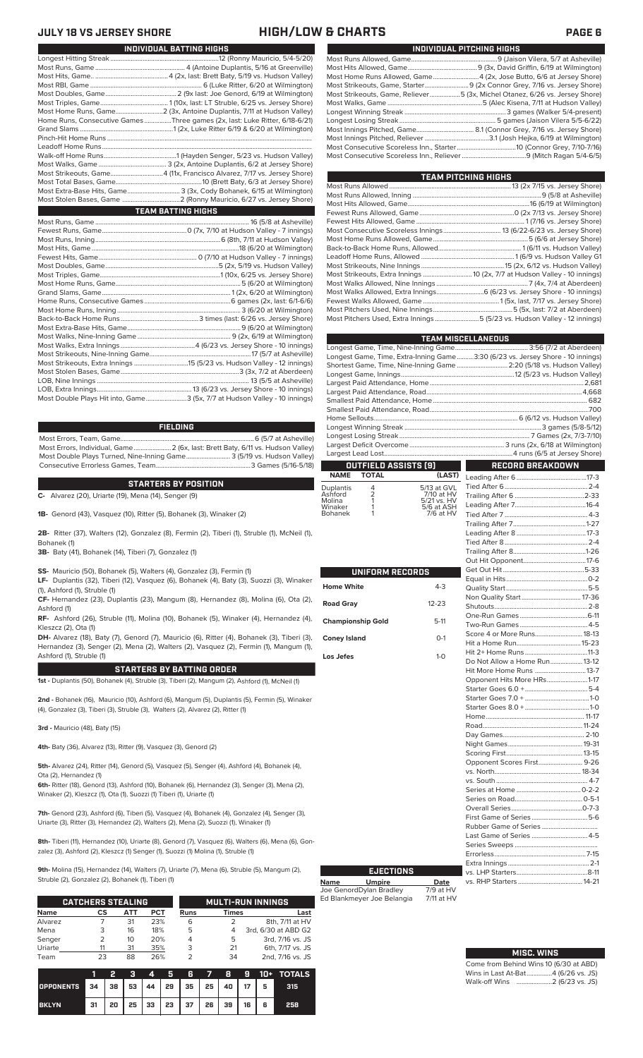# JULY 18 VS JERSEY SHORE — HIGH/LOW & CHARTS

## INDIVIDUAL BATTING HIGHS

| | |
|---|---|
| Longest Hitting Streak | 12 (Ronny Mauricio, 5/4-5/20) |
| Most Runs, Game | 4 (Antoine Duplantis, 5/16 at Greenville) |
| Most Hits, Game | 4 (2x, last: Brett Baty, 5/19 vs. Hudson Valley) |
| Most RBI, Game | 6 (Luke Ritter, 6/20 at Wilmington) |
| Most Doubles, Game | 2 (9x last: Joe Genord, 6/19 at Wilmington) |
| Most Triples, Game | 1 (10x, last: LT Struble, 6/25 vs. Jersey Shore) |
| Most Home Runs, Game | 2 (3x, Antoine Duplantis, 7/11 at Hudson Valley) |
| Home Runs, Consecutive Games | Three games (2x, last: Luke Ritter, 6/18-6/21) |
| Grand Slams | 1 (2x, Luke Ritter 6/19 & 6/20 at Wilmington) |
| Pinch-Hit Home Runs | |
| Leadoff Home Runs | |
| Walk-off Home Runs | 1 (Hayden Senger, 5/23 vs. Hudson Valley) |
| Most Walks, Game | 3 (2x, Antoine Duplantis, 6/2 at Jersey Shore) |
| Most Strikeouts, Game | 4 (11x, Francisco Alvarez, 7/17 vs. Jersey Shore) |
| Most Total Bases, Game | 10 (Brett Baty, 6/3 at Jersey Shore) |
| Most Extra-Base Hits, Game | 3 (3x, Cody Bohanek, 6/15 at Wilmington) |
| Most Stolen Bases, Game | 2 (Ronny Mauricio, 6/27 vs. Jersey Shore) |

## TEAM BATTING HIGHS

| | |
|---|---|
| Most Runs, Game | 16 (5/8 at Asheville) |
| Fewest Runs, Game | 0 (7x, 7/10 at Hudson Valley - 7 innings) |
| Most Runs, Inning | 6 (8th, 7/11 at Hudson Valley) |
| Most Hits, Game | 18 (6/20 at Wilmington) |
| Fewest Hits, Game | 0 (7/10 at Hudson Valley - 7 innings) |
| Most Doubles, Game | 5 (2x, 5/19 vs. Hudson Valley) |
| Most Triples, Game | 1 (10x, 6/25 vs. Jersey Shore) |
| Most Home Runs, Game | 5 (6/20 at Wilmington) |
| Grand Slams, Game | 1 (2x, 6/20 at Wilmington) |
| Home Runs, Consecutive Games | 6 games (2x, last: 6/1-6/6) |
| Most Home Runs, Inning | 3 (6/20 at Wilmington) |
| Back-to-Back Home Runs | 3 times (last: 6/26 vs. Jersey Shore) |
| Most Extra-Base Hits, Game | 9 (6/20 at Wilmington) |
| Most Walks, Nine-Inning Game | 9 (2x, 6/19 at Wilmington) |
| Most Walks, Extra Innings | 4 (6/23 vs. Jersey Shore - 10 innings) |
| Most Strikeouts, Nine-Inning Game | 17 (5/7 at Asheville) |
| Most Strikeouts, Extra Innings | 15 (5/23 vs. Hudson Valley - 12 innings) |
| Most Stolen Bases, Game | 3 (3x, 7/2 at Aberdeen) |
| LOB, Nine Innings | 13 (5/5 at Asheville) |
| LOB, Extra Innings | 13 (6/23 vs. Jersey Shore - 10 innings) |
| Most Double Plays Hit into, Game | 3 (5x, 7/7 at Hudson Valley - 10 innings) |

## FIELDING

| | |
|---|---|
| Most Errors, Team, Game | 6 (5/7 at Asheville) |
| Most Errors, Individual, Game | 2 (6x, last: Brett Baty, 6/11 vs. Hudson Valley) |
| Most Double Plays Turned, Nine-Inning Game | 3 (5/19 vs. Hudson Valley) |
| Consecutive Errorless Games, Team | 3 Games (5/16-5/18) |

## STARTERS BY POSITION

**C-** Alvarez (20), Uriarte (19), Mena (14), Senger (9)

**1B-** Genord (43), Vasquez (10), Ritter (5), Bohanek (3), Winaker (2)

**2B-** Ritter (37), Walters (12), Gonzalez (8), Fermin (2), Tiberi (1), Struble (1), McNeil (1), Bohanek (1)

**3B-** Baty (41), Bohanek (14), Tiberi (7), Gonzalez (1)

**SS-** Mauricio (50), Bohanek (5), Walters (4), Gonzalez (3), Fermin (1)

**LF-** Duplantis (32), Tiberi (12), Vasquez (6), Bohanek (4), Baty (3), Suozzi (3), Winaker (1), Ashford (1), Struble (1)

**CF-** Hernandez (23), Duplantis (23), Mangum (8), Hernandez (8), Molina (6), Ota (2), Ashford (1)

**RF-** Ashford (26), Struble (11), Molina (10), Bohanek (5), Winaker (4), Hernandez (4), Kleszcz (2), Ota (1)

**DH-** Alvarez (18), Baty (7), Genord (7), Mauricio (6), Ritter (4), Bohanek (3), Tiberi (3), Hernandez (3), Senger (2), Mena (2), Walters (2), Vasquez (2), Fermin (1), Mangum (1), Ashford (1), Struble (1)

## STARTERS BY BATTING ORDER

**1st -** Duplantis (50), Bohanek (4), Struble (3), Tiberi (2), Mangum (2), Ashford (1), McNeil (1)

**2nd -** Bohanek (16), Mauricio (10), Ashford (6), Mangum (5), Duplantis (5), Fermin (5), Winaker (4), Gonzalez (3), Tiberi (3), Struble (3), Walters (2), Alvarez (2), Ritter (1)

**3rd -** Mauricio (48), Baty (15)

**4th-** Baty (36), Alvarez (13), Ritter (9), Vasquez (3), Genord (2)

**5th-** Alvarez (24), Ritter (14), Genord (5), Vasquez (5), Senger (4), Ashford (4), Bohanek (4), Ota (2), Hernandez (1)

**6th-** Ritter (18), Genord (13), Ashford (10), Bohanek (6), Hernandez (5), Senger (3), Mena (2), Winaker (2), Kleszcz (1), Ota (1), Suozzi (1) Tiberi (1), Uriarte (1)

**7th-** Genord (23), Ashford (6), Tiberi (5), Vasquez (4), Bohanek (4), Gonzalez (4), Senger (3), Uriarte (3), Ritter (3), Hernandez (2), Walters (2), Mena (2), Suozzi (1), Winaker (1)

**8th-** Tiberi (11), Hernandez (10), Uriarte (8), Genord (7), Vasquez (6), Walters (6), Mena (6), Gonzalez (3), Ashford (2), Kleszcz (1) Senger (1), Suozzi (1) Molina (1), Struble (1)

**9th-** Molina (15), Hernandez (14), Walters (7), Uriarte (7), Mena (6), Struble (5), Mangum (2), Struble (2), Gonzalez (2), Bohanek (1), Tiberi (1)

## CATCHERS STEALING

| Name | CS | ATT | PCT |
|---|---|---|---|
| Alvarez | 7 | 31 | 23% |
| Mena | 3 | 16 | 18% |
| Senger | 2 | 10 | 20% |
| Uriarte | 11 | 31 | 35% |
| Team | 23 | 88 | 26% |

## MULTI-RUN INNINGS

| Runs | Times | Last |
|---|---|---|
| 6 | 2 | 8th, 7/11 at HV |
| 5 | 4 | 3rd, 6/30 at ABD G2 |
| 4 | 5 | 3rd, 7/16 vs. JS |
| 3 | 21 | 6th, 7/17 vs. JS |
| 2 | 34 | 2nd, 7/16 vs. JS |

| | 1 | 2 | 3 | 4 | 5 | 6 | 7 | 8 | 9 | 10+ | TOTALS |
|---|---|---|---|---|---|---|---|---|---|---|---|
| OPPONENTS | 34 | 38 | 53 | 44 | 29 | 35 | 25 | 40 | 17 | 5 | 315 |
| BKLYN | 31 | 20 | 25 | 33 | 23 | 37 | 26 | 39 | 16 | 6 | 258 |

## INDIVIDUAL PITCHING HIGHS

| | |
|---|---|
| Most Runs Allowed, Game | 9 (Jaison Vilera, 5/7 at Asheville) |
| Most Hits Allowed, Game | 9 (3x, David Griffin, 6/19 at Wilmington) |
| Most Home Runs Allowed, Game | 4 (2x, Jose Butto, 6/6 at Jersey Shore) |
| Most Strikeouts, Game, Starter | 9 (2x Connor Grey, 7/16 vs. Jersey Shore) |
| Most Strikeouts, Game, Reliever | 5 (3x, Michel Otanez, 6/26 vs. Jersey Shore) |
| Most Walks, Game | 5 (Alec Kisena, 7/11 at Hudson Valley) |
| Longest Winning Streak | 3 games (Walker 5-present) |
| Longest Losing Streak | 5 games (Jaison Vilera 5/5-6/22) |
| Most Innings Pitched, Game | 8.1 (Connor Grey, 7/16 vs. Jersey Shore) |
| Most Innings Pitched, Reliever | 3.1 (Josh Hejka, 6/19 at Wilmington) |
| Most Consecutive Scoreless Inn., Starter | 10 (Connor Grey, 7/10-7/16) |
| Most Consecutive Scoreless Inn., Reliever | 9 (Mitch Ragan 5/4-6/5) |

## TEAM PITCHING HIGHS

| | |
|---|---|
| Most Runs Allowed | 13 (2x 7/15 vs. Jersey Shore) |
| Most Runs Allowed, Inning | 9 (5/8 at Asheville) |
| Most Hits Allowed, Game | 16 (6/19 at Wilmington) |
| Fewest Runs Allowed, Game | 0 (2x 7/13 vs. Jersey Shore) |
| Fewest Hits Allowed, Game | 1 (7/16 vs. Jersey Shore) |
| Most Consecutive Scoreless Innings | 13 (6/22-6/23 vs. Jersey Shore) |
| Most Home Runs Allowed, Game | 5 (6/6 at Jersey Shore) |
| Back-to-Back Home Runs, Allowed | 1 (6/11 vs. Hudson Valley) |
| Leadoff Home Runs, Allowed | 1 (6/9 vs. Hudson Valley G1 |
| Most Strikeouts, Nine Innings | 15 (2x, 6/12 vs. Hudson Valley) |
| Most Strikeouts, Extra Innings | 10 (2x, 7/7 at Hudson Valley - 10 innings) |
| Most Walks Allowed, Nine Innings | 7 (4x, 7/4 at Aberdeen) |
| Most Walks Allowed, Extra Innings | 6 (6/23 vs. Jersey Shore - 10 innings) |
| Fewest Walks Allowed, Game | 1 (5x, last, 7/17 vs. Jersey Shore) |
| Most Pitchers Used, Nine Innings | 5 (5x, last: 7/2 at Aberdeen) |
| Most Pitchers Used, Extra Innings | 5 (5/23 vs. Hudson Valley - 12 innings) |

## TEAM MISCELLANEOUS

| | |
|---|---|
| Longest Game, Time, Nine-Inning Game | 3:56 (7/2 at Aberdeen) |
| Longest Game, Time, Extra-Inning Game | 3:30 (6/23 vs. Jersey Shore - 10 innings) |
| Shortest Game, Time, Nine-Inning Game | 2:20 (5/18 vs. Hudson Valley) |
| Longest Game, Innings | 12 (5/23 vs. Hudson Valley) |
| Largest Paid Attendance, Home | 2,681 |
| Largest Paid Attendance, Road | 4,668 |
| Smallest Paid Attendance, Home | 682 |
| Smallest Paid Attendance, Road | 700 |
| Home Sellouts | 6 (6/12 vs. Hudson Valley) |
| Longest Winning Streak | 3 games (5/8-5/12) |
| Longest Losing Streak | 7 Games (2x, 7/3-7/10) |
| Largest Deficit Overcome | 3 runs (2x, 6/18 at Wilmington) |
| Largest Lead Lost | 4 runs (6/5 at Jersey Shore) |

## OUTFIELD ASSISTS (9)

| NAME | TOTAL | (LAST) |
|---|---|---|
| Duplantis | 4 | 5/13 at GVL |
| Ashford | 2 | 7/10 at HV |
| Molina | 1 | 5/21 vs. HV |
| Winaker | 1 | 5/6 at ASH |
| Bohanek | 1 | 7/6 at HV |

## UNIFORM RECORDS

| | |
|---|---|
| Home White | 4-3 |
| Road Gray | 12-23 |
| Championship Gold | 5-11 |
| Coney Island | 0-1 |
| Los Jefes | 1-0 |

## EJECTIONS

| Name | Umpire | Date |
|---|---|---|
| Joe Genord | Dylan Bradley | 7/9 at HV |
| Ed Blankmeyer | Joe Belangia | 7/11 at HV |

## RECORD BREAKDOWN

| | |
|---|---|
| Leading After 6 | 17-3 |
| Tied After 6 | 2-4 |
| Trailing After 6 | 2-33 |
| Leading After 7 | 16-4 |
| Tied After 7 | 4-3 |
| Trailing After 7 | 1-27 |
| Leading After 8 | 17-3 |
| Tied After 8 | 2-4 |
| Trailing After 8 | 1-26 |
| Out Hit Opponent | 17-6 |
| Get Out Hit | 5-33 |
| Equal in Hits | 0-2 |
| Quality Start | 5-5 |
| Non Quality Start | 17-36 |
| Shutouts | 2-8 |
| One-Run Games | 6-11 |
| Two-Run Games | 4-5 |
| Score 4 or More Runs | 18-13 |
| Hit a Home Run | 15-23 |
| Hit 2+ Home Runs | 11-3 |
| Do Not Allow a Home Run | 13-12 |
| Hit More Home Runs | 13-7 |
| Opponent Hits More HRs | 1-17 |
| Starter Goes 6.0 + | 5-4 |
| Starter Goes 7.0 + | 1-0 |
| Starter Goes 8.0 + | 1-0 |
| Home | 11-17 |
| Road | 11-24 |
| Day Games | 2-10 |
| Night Games | 19-31 |
| Scoring First | 13-15 |
| Opponent Scores First | 9-26 |
| vs. North | 18-34 |
| vs. South | 4-7 |
| Series at Home | 0-2-2 |
| Series on Road | 0-5-1 |
| Overall Series | 0-7-3 |
| First Game of Series | 5-6 |
| Rubber Game of Series | |
| Last Game of Series | 4-5 |
| Series Sweeps | |
| Errorless | 7-15 |
| Extra Innings | 2-1 |
| vs. LHP Starters | 8-11 |
| vs. RHP Starters | 14-21 |

## MISC. WINS

| | |
|---|---|
| Come from Behind Wins | 10 (6/30 at ABD) |
| Wins in Last At-Bat | 4 (6/26 vs. JS) |
| Walk-off Wins | 2 (6/23 vs. JS) |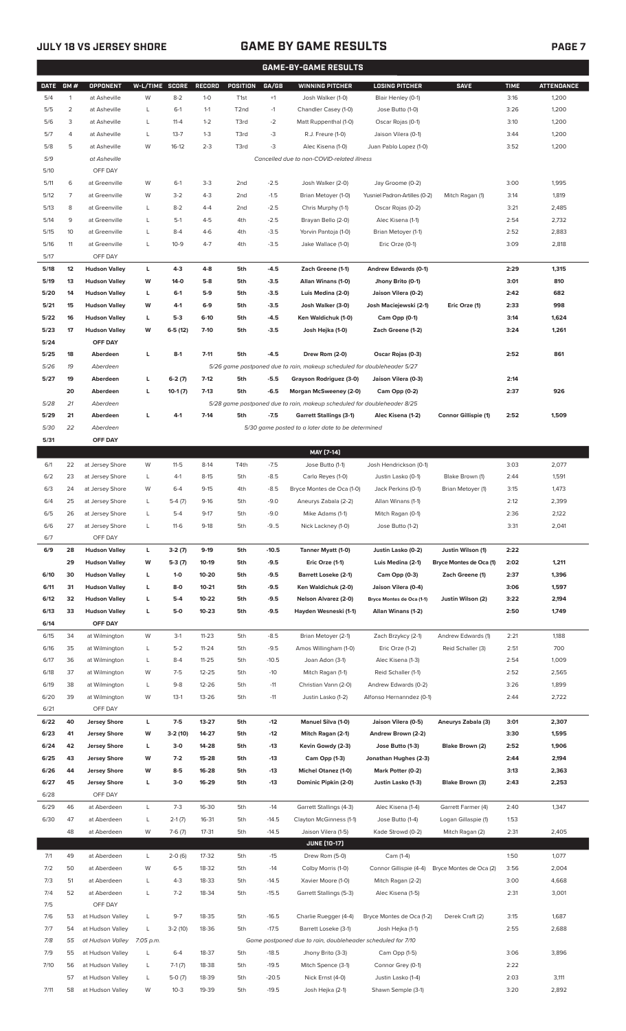## JULY 18 VS JERSEY SHORE — GAME BY GAME RESULTS

### GAME-BY-GAME RESULTS

| DATE | GM # | OPPONENT | W-L/TIME | SCORE | RECORD | POSITION | GA/GB | WINNING PITCHER | LOSING PITCHER | SAVE | TIME | ATTENDANCE |
|---|---|---|---|---|---|---|---|---|---|---|---|---|
| 5/4 | 1 | at Asheville | W | 8-2 | 1-0 | T1st | +1 | Josh Walker (1-0) | Blair Henley (0-1) | | 3:16 | 1,200 |
| 5/5 | 2 | at Asheville | L | 6-1 | 1-1 | T2nd | -1 | Chandler Casey (1-0) | Jose Butto (1-0) | | 3:26 | 1,200 |
| 5/6 | 3 | at Asheville | L | 11-4 | 1-2 | T3rd | -2 | Matt Ruppenthal (1-0) | Oscar Rojas (0-1) | | 3:10 | 1,200 |
| 5/7 | 4 | at Asheville | L | 13-7 | 1-3 | T3rd | -3 | R.J. Freure (1-0) | Jaison Vilera (0-1) | | 3:44 | 1,200 |
| 5/8 | 5 | at Asheville | W | 16-12 | 2-3 | T3rd | -3 | Alec Kisena (1-0) | Juan Pablo Lopez (1-0) | | 3:52 | 1,200 |
| 5/9 | | at Asheville | | | | | | Cancelled due to non-COVID-related illness | | | | |
| 5/10 | | OFF DAY | | | | | | | | | | |
| 5/11 | 6 | at Greenville | W | 6-1 | 3-3 | 2nd | -2.5 | Josh Walker (2-0) | Jay Groome (0-2) | | 3:00 | 1,995 |
| 5/12 | 7 | at Greenville | W | 3-2 | 4-3 | 2nd | -1.5 | Brian Metoyer (1-0) | Yusniel Padron-Artilles (0-2) | Mitch Ragan (1) | 3:14 | 1,819 |
| 5/13 | 8 | at Greenville | L | 8-2 | 4-4 | 2nd | -2.5 | Chris Murphy (1-1) | Oscar Rojas (0-2) | | 3:21 | 2,485 |
| 5/14 | 9 | at Greenville | L | 5-1 | 4-5 | 4th | -2.5 | Brayan Bello (2-0) | Alec Kisena (1-1) | | 2:54 | 2,732 |
| 5/15 | 10 | at Greenville | L | 8-4 | 4-6 | 4th | -3.5 | Yorvin Pantoja (1-0) | Brian Metoyer (1-1) | | 2:52 | 2,883 |
| 5/16 | 11 | at Greenville | L | 10-9 | 4-7 | 4th | -3.5 | Jake Wallace (1-0) | Eric Orze (0-1) | | 3:09 | 2,818 |
| 5/17 | | OFF DAY | | | | | | | | | | |
| **5/18** | **12** | **Hudson Valley** | **L** | **4-3** | **4-8** | **5th** | **-4.5** | **Zach Greene (1-1)** | **Andrew Edwards (0-1)** | | **2:29** | **1,315** |
| **5/19** | **13** | **Hudson Valley** | **W** | **14-0** | **5-8** | **5th** | **-3.5** | **Allan Winans (1-0)** | **Jhony Brito (0-1)** | | **3:01** | **810** |
| **5/20** | **14** | **Hudson Valley** | **L** | **6-1** | **5-9** | **5th** | **-3.5** | **Luis Medina (2-0)** | **Jaison Vilera (0-2)** | | **2:42** | **682** |
| **5/21** | **15** | **Hudson Valley** | **W** | **4-1** | **6-9** | **5th** | **-3.5** | **Josh Walker (3-0)** | **Josh Maciejewski (2-1)** | **Eric Orze (1)** | **2:33** | **998** |
| **5/22** | **16** | **Hudson Valley** | **L** | **5-3** | **6-10** | **5th** | **-4.5** | **Ken Waldichuk (1-0)** | **Cam Opp (0-1)** | | **3:14** | **1,624** |
| **5/23** | **17** | **Hudson Valley** | **W** | **6-5 (12)** | **7-10** | **5th** | **-3.5** | **Josh Hejka (1-0)** | **Zach Greene (1-2)** | | **3:24** | **1,261** |
| **5/24** | | **OFF DAY** | | | | | | | | | | |
| **5/25** | **18** | **Aberdeen** | **L** | **8-1** | **7-11** | **5th** | **-4.5** | **Drew Rom (2-0)** | **Oscar Rojas (0-3)** | | **2:52** | **861** |
| *5/26* | *19* | *Aberdeen* | | | | | | *5/26 game postponed due to rain, makeup scheduled for doubleheader 5/27* | | | | |
| **5/27** | **19** | **Aberdeen** | **L** | **6-2 (7)** | **7-12** | **5th** | **-5.5** | **Grayson Rodriguez (3-0)** | **Jaison Vilera (0-3)** | | **2:14** | |
| | **20** | **Aberdeen** | **L** | **10-1 (7)** | **7-13** | **5th** | **-6.5** | **Morgan McSweeney (2-0)** | **Cam Opp (0-2)** | | **2:37** | **926** |
| *5/28* | *21* | *Aberdeen* | | | | | | *5/28 game postponed due to rain, makeup scheduled for doubleheader 8/25* | | | | |
| **5/29** | **21** | **Aberdeen** | **L** | **4-1** | **7-14** | **5th** | **-7.5** | **Garrett Stallings (3-1)** | **Alec Kisena (1-2)** | **Connor Gillispie (1)** | **2:52** | **1,509** |
| *5/30* | *22* | *Aberdeen* | | | | | | *5/30 game posted to a later date to be determined* | | | | |
| **5/31** | | **OFF DAY** | | | | | | | | | | |
| | | | | | | | | **MAY [7-14]** | | | | |
| 6/1 | 22 | at Jersey Shore | W | 11-5 | 8-14 | T4th | -7.5 | Jose Butto (1-1) | Josh Hendrickson (0-1) | | 3:03 | 2,077 |
| 6/2 | 23 | at Jersey Shore | L | 4-1 | 8-15 | 5th | -8.5 | Carlo Reyes (1-0) | Justin Lasko (0-1) | Blake Brown (1) | 2:44 | 1,591 |
| 6/3 | 24 | at Jersey Shore | W | 6-4 | 9-15 | 4th | -8.5 | Bryce Montes de Oca (1-0) | Jack Perkins (0-1) | Brian Metoyer (1) | 3:15 | 1,473 |
| 6/4 | 25 | at Jersey Shore | L | 5-4 (7) | 9-16 | 5th | -9.0 | Aneurys Zabala (2-2) | Allan Winans (1-1) | | 2:12 | 2,399 |
| 6/5 | 26 | at Jersey Shore | L | 5-4 | 9-17 | 5th | -9.0 | Mike Adams (1-1) | Mitch Ragan (0-1) | | 2:36 | 2,122 |
| 6/6 | 27 | at Jersey Shore | L | 11-6 | 9-18 | 5th | -9..5 | Nick Lackney (1-0) | Jose Butto (1-2) | | 3:31 | 2,041 |
| 6/7 | | OFF DAY | | | | | | | | | | |
| **6/9** | **28** | **Hudson Valley** | **L** | **3-2 (7)** | **9-19** | **5th** | **-10.5** | **Tanner Myatt (1-0)** | **Justin Lasko (0-2)** | **Justin Wilson (1)** | **2:22** | |
| | **29** | **Hudson Valley** | **W** | **5-3 (7)** | **10-19** | **5th** | **-9.5** | **Eric Orze (1-1)** | **Luis Medina (2-1)** | **Bryce Montes de Oca (1)** | **2:02** | **1,211** |
| **6/10** | **30** | **Hudson Valley** | **L** | **1-0** | **10-20** | **5th** | **-9.5** | **Barrett Loseke (2-1)** | **Cam Opp (0-3)** | **Zach Greene (1)** | **2:37** | **1,396** |
| **6/11** | **31** | **Hudson Valley** | **L** | **8-0** | **10-21** | **5th** | **-9.5** | **Ken Waldichuk (2-0)** | **Jaison Vilera (0-4)** | | **3:06** | **1,597** |
| **6/12** | **32** | **Hudson Valley** | **L** | **5-4** | **10-22** | **5th** | **-9.5** | **Nelson Alvarez (2-0)** | **Bryce Montes de Oca (1-1)** | **Justin Wilson (2)** | **3:22** | **2,194** |
| **6/13** | **33** | **Hudson Valley** | **L** | **5-0** | **10-23** | **5th** | **-9.5** | **Hayden Wesneski (1-1)** | **Allan Winans (1-2)** | | **2:50** | **1,749** |
| **6/14** | | **OFF DAY** | | | | | | | | | | |
| 6/15 | 34 | at Wilmington | W | 3-1 | 11-23 | 5th | -8.5 | Brian Metoyer (2-1) | Zach Brzykcy (2-1) | Andrew Edwards (1) | 2:21 | 1,188 |
| 6/16 | 35 | at Wilmington | L | 5-2 | 11-24 | 5th | -9.5 | Amos Willingham (1-0) | Eric Orze (1-2) | Reid Schaller (3) | 2:51 | 700 |
| 6/17 | 36 | at Wilmington | L | 8-4 | 11-25 | 5th | -10.5 | Joan Adon (3-1) | Alec Kisena (1-3) | | 2:54 | 1,009 |
| 6/18 | 37 | at Wilmington | W | 7-5 | 12-25 | 5th | -10 | Mitch Ragan (1-1) | Reid Schaller (1-1) | | 2:52 | 2,565 |
| 6/19 | 38 | at Wilmington | L | 9-8 | 12-26 | 5th | -11 | Christian Vann (2-0) | Andrew Edwards (0-2) | | 3:26 | 1,899 |
| 6/20 | 39 | at Wilmington | W | 13-1 | 13-26 | 5th | -11 | Justin Lasko (1-2) | Alfonso Hernanndez (0-1) | | 2:44 | 2,722 |
| 6/21 | | OFF DAY | | | | | | | | | | |
| **6/22** | **40** | **Jersey Shore** | **L** | **7-5** | **13-27** | **5th** | **-12** | **Manuel Silva (1-0)** | **Jaison Vilera (0-5)** | **Aneurys Zabala (3)** | **3:01** | **2,307** |
| **6/23** | **41** | **Jersey Shore** | **W** | **3-2 (10)** | **14-27** | **5th** | **-12** | **Mitch Ragan (2-1)** | **Andrew Brown (2-2)** | | **3:30** | **1,595** |
| **6/24** | **42** | **Jersey Shore** | **L** | **3-0** | **14-28** | **5th** | **-13** | **Kevin Gowdy (2-3)** | **Jose Butto (1-3)** | **Blake Brown (2)** | **2:52** | **1,906** |
| **6/25** | **43** | **Jersey Shore** | **W** | **7-2** | **15-28** | **5th** | **-13** | **Cam Opp (1-3)** | **Jonathan Hughes (2-3)** | | **2:44** | **2,194** |
| **6/26** | **44** | **Jersey Shore** | **W** | **8-5** | **16-28** | **5th** | **-13** | **Michel Otanez (1-0)** | **Mark Potter (0-2)** | | **3:13** | **2,363** |
| **6/27** | **45** | **Jersey Shore** | **L** | **3-0** | **16-29** | **5th** | **-13** | **Dominic Pipkin (2-0)** | **Justin Lasko (1-3)** | **Blake Brown (3)** | **2:43** | **2,253** |
| 6/28 | | OFF DAY | | | | | | | | | | |
| 6/29 | 46 | at Aberdeen | L | 7-3 | 16-30 | 5th | -14 | Garrett Stallings (4-3) | Alec Kisena (1-4) | Garrett Farmer (4) | 2:40 | 1,347 |
| 6/30 | 47 | at Aberdeen | L | 2-1 (7) | 16-31 | 5th | -14.5 | Clayton McGinness (1-1) | Jose Butto (1-4) | Logan Gillaspie (1) | 1:53 | |
| | 48 | at Aberdeen | W | 7-6 (7) | 17-31 | 5th | -14.5 | Jaison Vilera (1-5) | Kade Strowd (0-2) | Mitch Ragan (2) | 2:31 | 2,405 |
| | | | | | | | | **JUNE [10-17]** | | | | |
| 7/1 | 49 | at Aberdeen | L | 2-0 (6) | 17-32 | 5th | -15 | Drew Rom (5-0) | Cam (1-4) | | 1:50 | 1,077 |
| 7/2 | 50 | at Aberdeen | W | 6-5 | 18-32 | 5th | -14 | Colby Morris (1-0) | Connor Gillispie (4-4) | Bryce Montes de Oca (2) | 3:56 | 2,004 |
| 7/3 | 51 | at Aberdeen | L | 4-3 | 18-33 | 5th | -14.5 | Xavier Moore (1-0) | Mitch Ragan (2-2) | | 3:00 | 4,668 |
| 7/4 | 52 | at Aberdeen | L | 7-2 | 18-34 | 5th | -15.5 | Garrett Stallings (5-3) | Alec Kisena (1-5) | | 2:31 | 3,001 |
| 7/5 | | OFF DAY | | | | | | | | | | |
| 7/6 | 53 | at Hudson Valley | L | 9-7 | 18-35 | 5th | -16.5 | Charlie Ruegger (4-4) | Bryce Montes de Oca (1-2) | Derek Craft (2) | 3:15 | 1,687 |
| 7/7 | 54 | at Hudson Valley | L | 3-2 (10) | 18-36 | 5th | -17.5 | Barrett Loseke (3-1) | Josh Hejka (1-1) | | 2:55 | 2,688 |
| *7/8* | *55* | *at Hudson Valley* | *7:05 p.m.* | | | | | *Game postponed due to rain, doubleheader scheduled for 7/10* | | | | |
| 7/9 | 55 | at Hudson Valley | L | 6-4 | 18-37 | 5th | -18.5 | Jhony Brito (3-3) | Cam Opp (1-5) | | 3:06 | 3,896 |
| 7/10 | 56 | at Hudson Valley | L | 7-1 (7) | 18-38 | 5th | -19.5 | Mitch Spence (3-1) | Connor Grey (0-1) | | 2:22 | |
| | 57 | at Hudson Valley | L | 5-0 (7) | 18-39 | 5th | -20.5 | Nick Ernst (4-0) | Justin Lasko (1-4) | | 2:03 | 3,111 |
| 7/11 | 58 | at Hudson Valley | W | 10-3 | 19-39 | 5th | -19.5 | Josh Hejka (2-1) | Shawn Semple (3-1) | | 3:20 | 2,892 |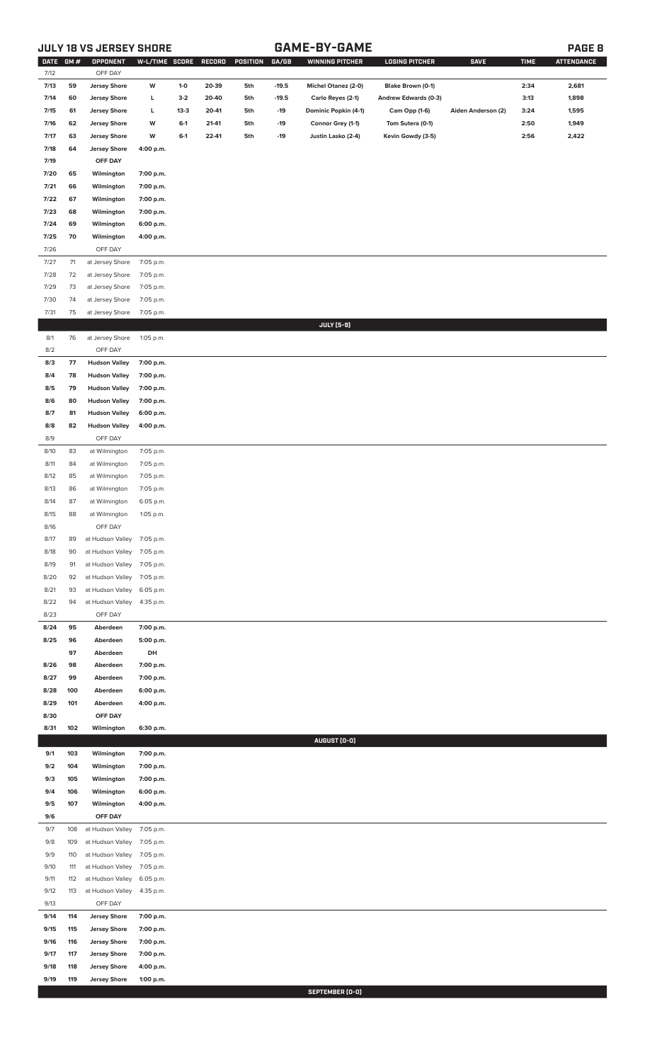## JULY 18 VS JERSEY SHORE — GAME-BY-GAME

| DATE | GM # | OPPONENT | W-L/TIME | SCORE | RECORD | POSITION | GA/GB | WINNING PITCHER | LOSING PITCHER | SAVE | TIME | ATTENDANCE |
|---|---|---|---|---|---|---|---|---|---|---|---|---|
| 7/12 | | OFF DAY | | | | | | | | | | |
| 7/13 | 59 | Jersey Shore | W | 1-0 | 20-39 | 5th | -19.5 | Michel Otanez (2-0) | Blake Brown (0-1) | | 2:34 | 2,681 |
| 7/14 | 60 | Jersey Shore | L | 3-2 | 20-40 | 5th | -19.5 | Carlo Reyes (2-1) | Andrew Edwards (0-3) | | 3:13 | 1,898 |
| 7/15 | 61 | Jersey Shore | L | 13-3 | 20-41 | 5th | -19 | Dominic Popkin (4-1) | Cam Opp (1-6) | Aiden Anderson (2) | 3:24 | 1,595 |
| 7/16 | 62 | Jersey Shore | W | 6-1 | 21-41 | 5th | -19 | Connor Grey (1-1) | Tom Sutera (0-1) | | 2:50 | 1,949 |
| 7/17 | 63 | Jersey Shore | W | 6-1 | 22-41 | 5th | -19 | Justin Lasko (2-4) | Kevin Gowdy (3-5) | | 2:56 | 2,422 |
| 7/18 | 64 | Jersey Shore | 4:00 p.m. | | | | | | | | | |
| 7/19 | | OFF DAY | | | | | | | | | | |
| 7/20 | 65 | Wilmington | 7:00 p.m. | | | | | | | | | |
| 7/21 | 66 | Wilmington | 7:00 p.m. | | | | | | | | | |
| 7/22 | 67 | Wilmington | 7:00 p.m. | | | | | | | | | |
| 7/23 | 68 | Wilmington | 7:00 p.m. | | | | | | | | | |
| 7/24 | 69 | Wilmington | 6:00 p.m. | | | | | | | | | |
| 7/25 | 70 | Wilmington | 4:00 p.m. | | | | | | | | | |
| 7/26 | | OFF DAY | | | | | | | | | | |
| 7/27 | 71 | at Jersey Shore | 7:05 p.m. | | | | | | | | | |
| 7/28 | 72 | at Jersey Shore | 7:05 p.m. | | | | | | | | | |
| 7/29 | 73 | at Jersey Shore | 7:05 p.m. | | | | | | | | | |
| 7/30 | 74 | at Jersey Shore | 7:05 p.m. | | | | | | | | | |
| 7/31 | 75 | at Jersey Shore | 7:05 p.m. | | | | | | | | | |
| | | | | | | | | **JULY (5-9)** | | | | |
| 8/1 | 76 | at Jersey Shore | 1:05 p.m. | | | | | | | | | |
| 8/2 | | OFF DAY | | | | | | | | | | |
| 8/3 | 77 | Hudson Valley | 7:00 p.m. | | | | | | | | | |
| 8/4 | 78 | Hudson Valley | 7:00 p.m. | | | | | | | | | |
| 8/5 | 79 | Hudson Valley | 7:00 p.m. | | | | | | | | | |
| 8/6 | 80 | Hudson Valley | 7:00 p.m. | | | | | | | | | |
| 8/7 | 81 | Hudson Valley | 6:00 p.m. | | | | | | | | | |
| 8/8 | 82 | Hudson Valley | 4:00 p.m. | | | | | | | | | |
| 8/9 | | OFF DAY | | | | | | | | | | |
| 8/10 | 83 | at Wilmington | 7:05 p.m. | | | | | | | | | |
| 8/11 | 84 | at Wilmington | 7:05 p.m. | | | | | | | | | |
| 8/12 | 85 | at Wilmington | 7:05 p.m. | | | | | | | | | |
| 8/13 | 86 | at Wilmington | 7:05 p.m. | | | | | | | | | |
| 8/14 | 87 | at Wilmington | 6:05 p.m. | | | | | | | | | |
| 8/15 | 88 | at Wilmington | 1:05 p.m. | | | | | | | | | |
| 8/16 | | OFF DAY | | | | | | | | | | |
| 8/17 | 89 | at Hudson Valley | 7:05 p.m. | | | | | | | | | |
| 8/18 | 90 | at Hudson Valley | 7:05 p.m. | | | | | | | | | |
| 8/19 | 91 | at Hudson Valley | 7:05 p.m. | | | | | | | | | |
| 8/20 | 92 | at Hudson Valley | 7:05 p.m. | | | | | | | | | |
| 8/21 | 93 | at Hudson Valley | 6:05 p.m. | | | | | | | | | |
| 8/22 | 94 | at Hudson Valley | 4:35 p.m. | | | | | | | | | |
| 8/23 | | OFF DAY | | | | | | | | | | |
| 8/24 | 95 | Aberdeen | 7:00 p.m. | | | | | | | | | |
| 8/25 | 96 | Aberdeen | 5:00 p.m. | | | | | | | | | |
| | 97 | Aberdeen | DH | | | | | | | | | |
| 8/26 | 98 | Aberdeen | 7:00 p.m. | | | | | | | | | |
| 8/27 | 99 | Aberdeen | 7:00 p.m. | | | | | | | | | |
| 8/28 | 100 | Aberdeen | 6:00 p.m. | | | | | | | | | |
| 8/29 | 101 | Aberdeen | 4:00 p.m. | | | | | | | | | |
| 8/30 | | OFF DAY | | | | | | | | | | |
| 8/31 | 102 | Wilmington | 6:30 p.m. | | | | | | | | | |
| | | | | | | | | **AUGUST (0-0)** | | | | |
| 9/1 | 103 | Wilmington | 7:00 p.m. | | | | | | | | | |
| 9/2 | 104 | Wilmington | 7:00 p.m. | | | | | | | | | |
| 9/3 | 105 | Wilmington | 7:00 p.m. | | | | | | | | | |
| 9/4 | 106 | Wilmington | 6:00 p.m. | | | | | | | | | |
| 9/5 | 107 | Wilmington | 4:00 p.m. | | | | | | | | | |
| 9/6 | | OFF DAY | | | | | | | | | | |
| 9/7 | 108 | at Hudson Valley | 7:05 p.m. | | | | | | | | | |
| 9/8 | 109 | at Hudson Valley | 7:05 p.m. | | | | | | | | | |
| 9/9 | 110 | at Hudson Valley | 7:05 p.m. | | | | | | | | | |
| 9/10 | 111 | at Hudson Valley | 7:05 p.m. | | | | | | | | | |
| 9/11 | 112 | at Hudson Valley | 6:05 p.m. | | | | | | | | | |
| 9/12 | 113 | at Hudson Valley | 4:35 p.m. | | | | | | | | | |
| 9/13 | | OFF DAY | | | | | | | | | | |
| 9/14 | 114 | Jersey Shore | 7:00 p.m. | | | | | | | | | |
| 9/15 | 115 | Jersey Shore | 7:00 p.m. | | | | | | | | | |
| 9/16 | 116 | Jersey Shore | 7:00 p.m. | | | | | | | | | |
| 9/17 | 117 | Jersey Shore | 7:00 p.m. | | | | | | | | | |
| 9/18 | 118 | Jersey Shore | 4:00 p.m. | | | | | | | | | |
| 9/19 | 119 | Jersey Shore | 1:00 p.m. | | | | | | | | | |
| | | | | | | | | **SEPTEMBER (0-0)** | | | | |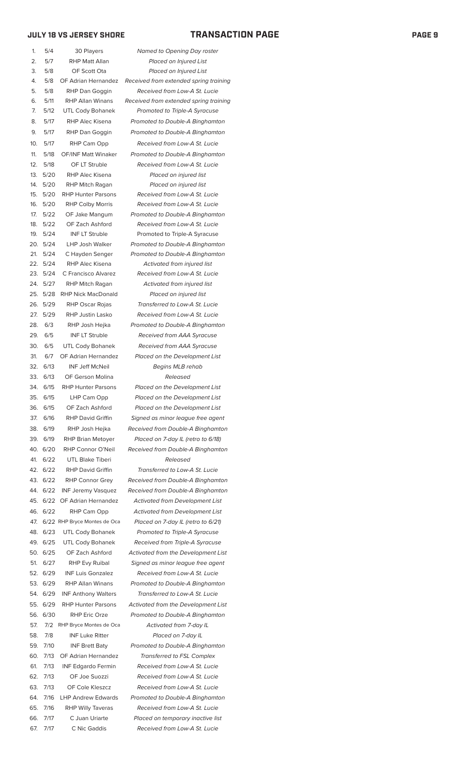# TRANSACTION PAGE

| | | | |
|---|---|---|---|
| 1. | 5/4 | 30 Players | *Named to Opening Day roster* |
| 2. | 5/7 | RHP Matt Allan | *Placed on Injured List* |
| 3. | 5/8 | OF Scott Ota | *Placed on Injured List* |
| 4. | 5/8 | OF Adrian Hernandez | *Received from extended spring training* |
| 5. | 5/8 | RHP Dan Goggin | *Received from Low-A St. Lucie* |
| 6. | 5/11 | RHP Allan Winans | *Received from extended spring training* |
| 7. | 5/12 | UTL Cody Bohanek | *Promoted to Triple-A Syracuse* |
| 8. | 5/17 | RHP Alec Kisena | *Promoted to Double-A Binghamton* |
| 9. | 5/17 | RHP Dan Goggin | *Promoted to Double-A Binghamton* |
| 10. | 5/17 | RHP Cam Opp | *Received from Low-A St. Lucie* |
| 11. | 5/18 | OF/INF Matt Winaker | *Promoted to Double-A Binghamton* |
| 12. | 5/18 | OF LT Struble | *Received from Low-A St. Lucie* |
| 13. | 5/20 | RHP Alec Kisena | *Placed on injured list* |
| 14. | 5/20 | RHP Mitch Ragan | *Placed on injured list* |
| 15. | 5/20 | RHP Hunter Parsons | *Received from Low-A St. Lucie* |
| 16. | 5/20 | RHP Colby Morris | *Received from Low-A St. Lucie* |
| 17. | 5/22 | OF Jake Mangum | *Promoted to Double-A Binghamton* |
| 18. | 5/22 | OF Zach Ashford | *Received from Low-A St. Lucie* |
| 19. | 5/24 | INF LT Struble | Promoted to Triple-A Syracuse |
| 20. | 5/24 | LHP Josh Walker | *Promoted to Double-A Binghamton* |
| 21. | 5/24 | C Hayden Senger | *Promoted to Double-A Binghamton* |
| 22. | 5/24 | RHP Alec Kisena | *Activated from injured list* |
| 23. | 5/24 | C Francisco Alvarez | *Received from Low-A St. Lucie* |
| 24. | 5/27 | RHP Mitch Ragan | *Activated from injured list* |
| 25. | 5/28 | RHP Nick MacDonald | *Placed on injured list* |
| 26. | 5/29 | RHP Oscar Rojas | *Transferred to Low-A St. Lucie* |
| 27. | 5/29 | RHP Justin Lasko | *Received from Low-A St. Lucie* |
| 28. | 6/3 | RHP Josh Hejka | *Promoted to Double-A Binghamton* |
| 29. | 6/5 | INF LT Struble | *Received from AAA Syracuse* |
| 30. | 6/5 | UTL Cody Bohanek | *Received from AAA Syracuse* |
| 31. | 6/7 | OF Adrian Hernandez | *Placed on the Development List* |
| 32. | 6/13 | INF Jeff McNeil | *Begins MLB rehab* |
| 33. | 6/13 | OF Gerson Molina | *Released* |
| 34. | 6/15 | RHP Hunter Parsons | *Placed on the Development List* |
| 35. | 6/15 | LHP Cam Opp | *Placed on the Development List* |
| 36. | 6/15 | OF Zach Ashford | *Placed on the Development List* |
| 37. | 6/16 | RHP David Griffin | *Signed as minor league free agent* |
| 38. | 6/19 | RHP Josh Hejka | *Received from Double-A Binghamton* |
| 39. | 6/19 | RHP Brian Metoyer | *Placed on 7-day IL (retro to 6/18)* |
| 40. | 6/20 | RHP Connor O'Neil | *Received from Double-A Binghamton* |
| 41. | 6/22 | UTL Blake Tiberi | *Released* |
| 42. | 6/22 | RHP David Griffin | *Transferred to Low-A St. Lucie* |
| 43. | 6/22 | RHP Connor Grey | *Received from Double-A Binghamton* |
| 44. | 6/22 | INF Jeremy Vasquez | *Received from Double-A Binghamton* |
| 45. | 6/22 | OF Adrian Hernandez | *Activated from Development List* |
| 46. | 6/22 | RHP Cam Opp | *Activated from Development List* |
| 47. | 6/22 | RHP Bryce Montes de Oca | *Placed on 7-day IL (retro to 6/21)* |
| 48. | 6/23 | UTL Cody Bohanek | *Promoted to Triple-A Syracuse* |
| 49. | 6/25 | UTL Cody Bohanek | *Received from Triple-A Syracuse* |
| 50. | 6/25 | OF Zach Ashford | *Activated from the Development List* |
| 51. | 6/27 | RHP Evy Ruibal | *Signed as minor league free agent* |
| 52. | 6/29 | INF Luis Gonzalez | *Received from Low-A St. Lucie* |
| 53. | 6/29 | RHP Allan Winans | *Promoted to Double-A Binghamton* |
| 54. | 6/29 | INF Anthony Walters | *Transferred to Low-A St. Lucie* |
| 55. | 6/29 | RHP Hunter Parsons | *Activated from the Development List* |
| 56. | 6/30 | RHP Eric Orze | *Promoted to Double-A Binghamton* |
| 57. | 7/2 | RHP Bryce Montes de Oca | *Activated from 7-day IL* |
| 58. | 7/8 | INF Luke Ritter | *Placed on 7-day IL* |
| 59. | 7/10 | INF Brett Baty | *Promoted to Double-A Binghamton* |
| 60. | 7/13 | OF Adrian Hernandez | *Transferred to FSL Complex* |
| 61. | 7/13 | INF Edgardo Fermin | *Received from Low-A St. Lucie* |
| 62. | 7/13 | OF Joe Suozzi | *Received from Low-A St. Lucie* |
| 63. | 7/13 | OF Cole Kleszcz | *Received from Low-A St. Lucie* |
| 64. | 7/16 | LHP Andrew Edwards | *Promoted to Double-A Binghamton* |
| 65. | 7/16 | RHP Willy Taveras | *Received from Low-A St. Lucie* |
| 66. | 7/17 | C Juan Uriarte | *Placed on temporary inactive list* |
| 67. | 7/17 | C Nic Gaddis | *Received from Low-A St. Lucie* |